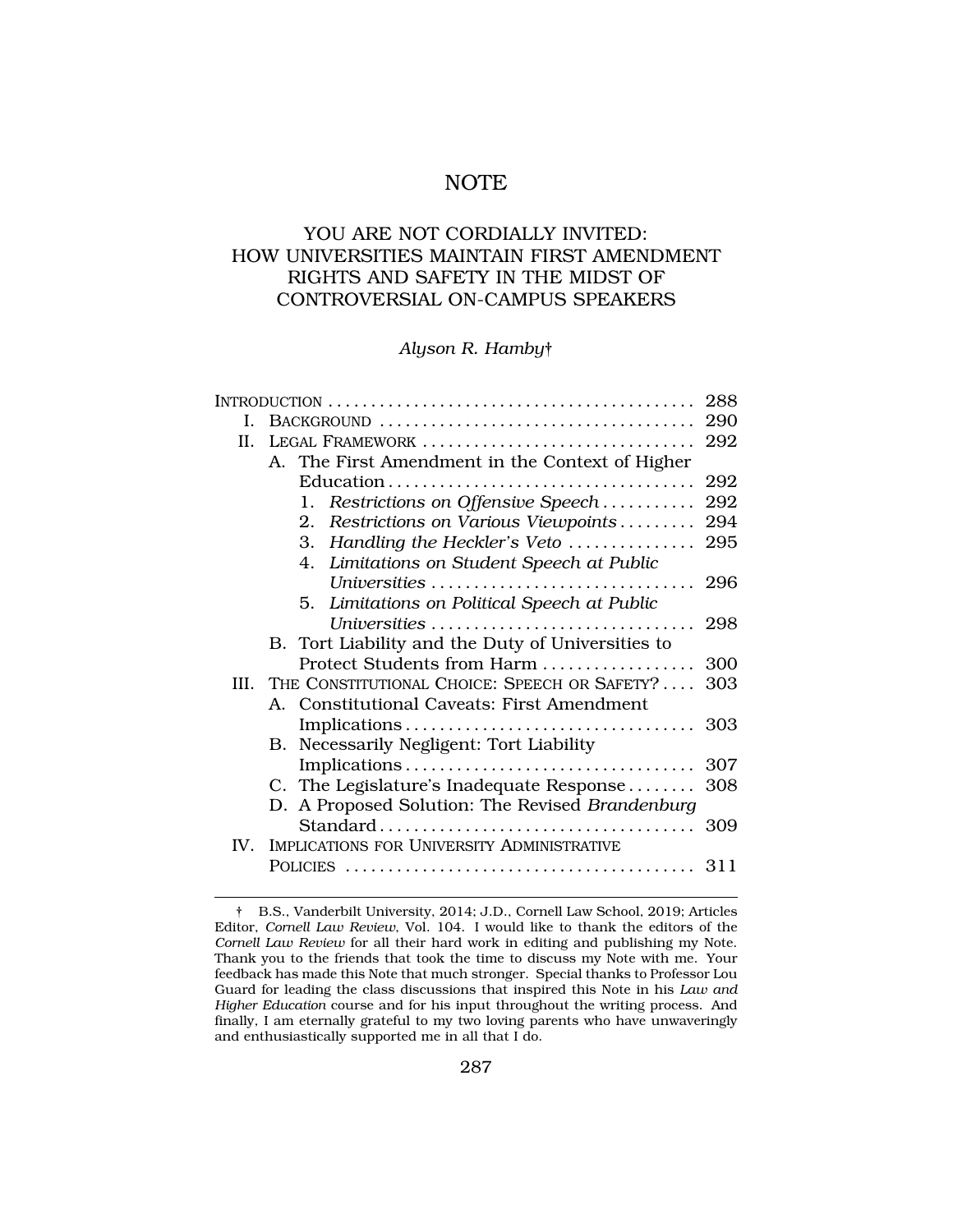# NOTE

## YOU ARE NOT CORDIALLY INVITED: HOW UNIVERSITIES MAINTAIN FIRST AMENDMENT RIGHTS AND SAFETY IN THE MIDST OF CONTROVERSIAL ON-CAMPUS SPEAKERS

*Alyson R. Hamby*†

| | |
|---|---|
| INTRODUCTION | 288 |
| I. BACKGROUND | 290 |
| II. LEGAL FRAMEWORK | 292 |
| A. The First Amendment in the Context of Higher Education | 292 |
| 1. *Restrictions on Offensive Speech* | 292 |
| 2. *Restrictions on Various Viewpoints* | 294 |
| 3. *Handling the Heckler's Veto* | 295 |
| 4. *Limitations on Student Speech at Public Universities* | 296 |
| 5. *Limitations on Political Speech at Public Universities* | 298 |
| B. Tort Liability and the Duty of Universities to Protect Students from Harm | 300 |
| III. THE CONSTITUTIONAL CHOICE: SPEECH OR SAFETY? | 303 |
| A. Constitutional Caveats: First Amendment Implications | 303 |
| B. Necessarily Negligent: Tort Liability Implications | 307 |
| C. The Legislature's Inadequate Response | 308 |
| D. A Proposed Solution: The Revised *Brandenburg* Standard | 309 |
| IV. IMPLICATIONS FOR UNIVERSITY ADMINISTRATIVE POLICIES | 311 |

† B.S., Vanderbilt University, 2014; J.D., Cornell Law School, 2019; Articles Editor, *Cornell Law Review*, Vol. 104. I would like to thank the editors of the *Cornell Law Review* for all their hard work in editing and publishing my Note. Thank you to the friends that took the time to discuss my Note with me. Your feedback has made this Note that much stronger. Special thanks to Professor Lou Guard for leading the class discussions that inspired this Note in his *Law and Higher Education* course and for his input throughout the writing process. And finally, I am eternally grateful to my two loving parents who have unwaveringly and enthusiastically supported me in all that I do.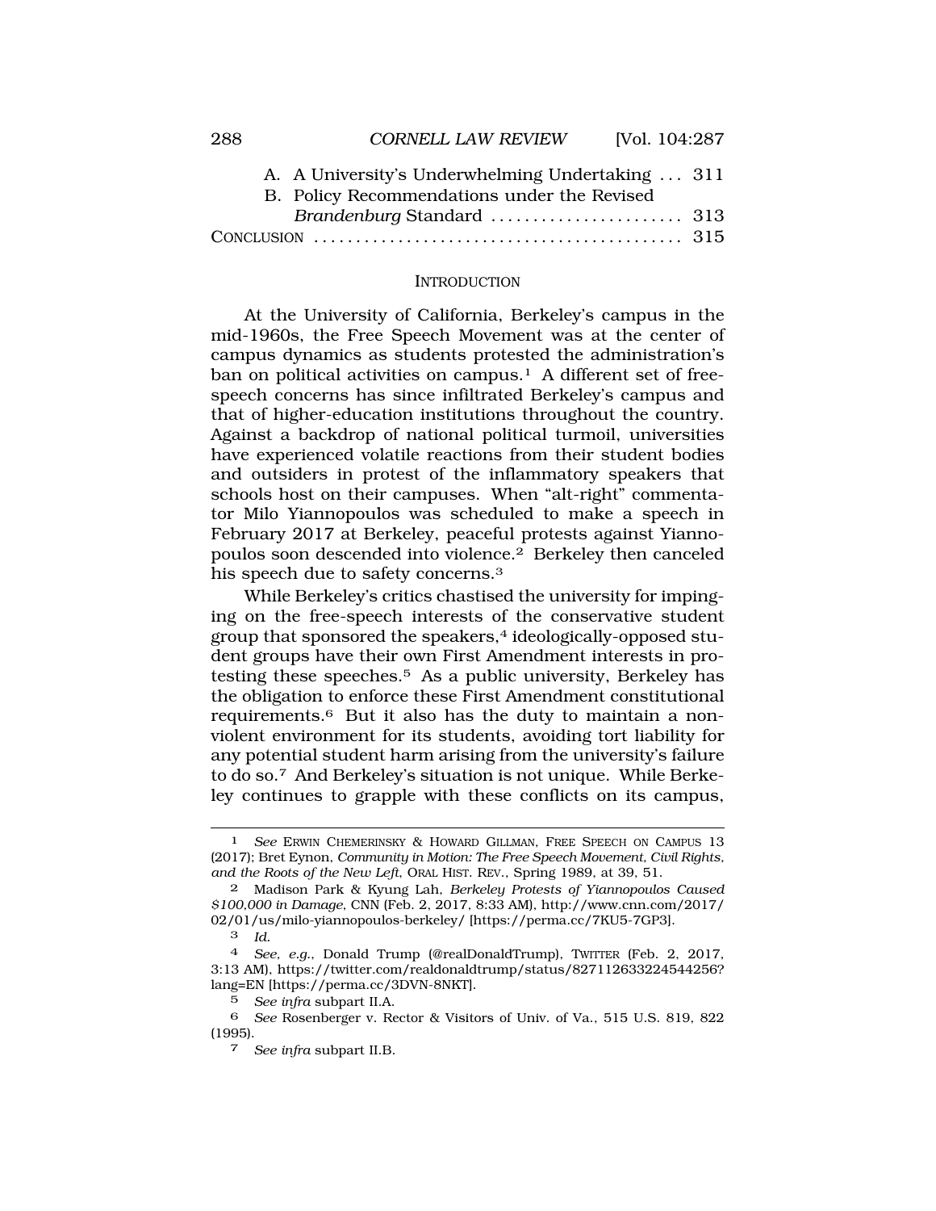A. A University's Underwhelming Undertaking . . . 311
B. Policy Recommendations under the Revised *Brandenburg* Standard . . . . . . . . . . . . . . . . . . . . . . . 313

CONCLUSION . . . . . . . . . . . . . . . . . . . . . . . . . . . . . . . . . . . . . . . . . . 315

## INTRODUCTION

At the University of California, Berkeley's campus in the mid-1960s, the Free Speech Movement was at the center of campus dynamics as students protested the administration's ban on political activities on campus.[1] A different set of free-speech concerns has since infiltrated Berkeley's campus and that of higher-education institutions throughout the country. Against a backdrop of national political turmoil, universities have experienced volatile reactions from their student bodies and outsiders in protest of the inflammatory speakers that schools host on their campuses. When "alt-right" commentator Milo Yiannopoulos was scheduled to make a speech in February 2017 at Berkeley, peaceful protests against Yiannopoulos soon descended into violence.[2] Berkeley then canceled his speech due to safety concerns.[3]

While Berkeley's critics chastised the university for impinging on the free-speech interests of the conservative student group that sponsored the speakers,[4] ideologically-opposed student groups have their own First Amendment interests in protesting these speeches.[5] As a public university, Berkeley has the obligation to enforce these First Amendment constitutional requirements.[6] But it also has the duty to maintain a non-violent environment for its students, avoiding tort liability for any potential student harm arising from the university's failure to do so.[7] And Berkeley's situation is not unique. While Berkeley continues to grapple with these conflicts on its campus,

---

1 *See* ERWIN CHEMERINSKY & HOWARD GILLMAN, FREE SPEECH ON CAMPUS 13 (2017); Bret Eynon, *Community in Motion: The Free Speech Movement, Civil Rights, and the Roots of the New Left*, ORAL HIST. REV., Spring 1989, at 39, 51.

2 Madison Park & Kyung Lah, *Berkeley Protests of Yiannopoulos Caused $100,000 in Damage*, CNN (Feb. 2, 2017, 8:33 AM), http://www.cnn.com/2017/02/01/us/milo-yiannopoulos-berkeley/ [https://perma.cc/7KU5-7GP3].

3 *Id.*

4 *See, e.g.*, Donald Trump (@realDonaldTrump), TWITTER (Feb. 2, 2017, 3:13 AM), https://twitter.com/realdonaldtrump/status/827112633224544256?lang=EN [https://perma.cc/3DVN-8NKT].

5 *See infra* subpart II.A.

6 *See* Rosenberger v. Rector & Visitors of Univ. of Va., 515 U.S. 819, 822 (1995).

7 *See infra* subpart II.B.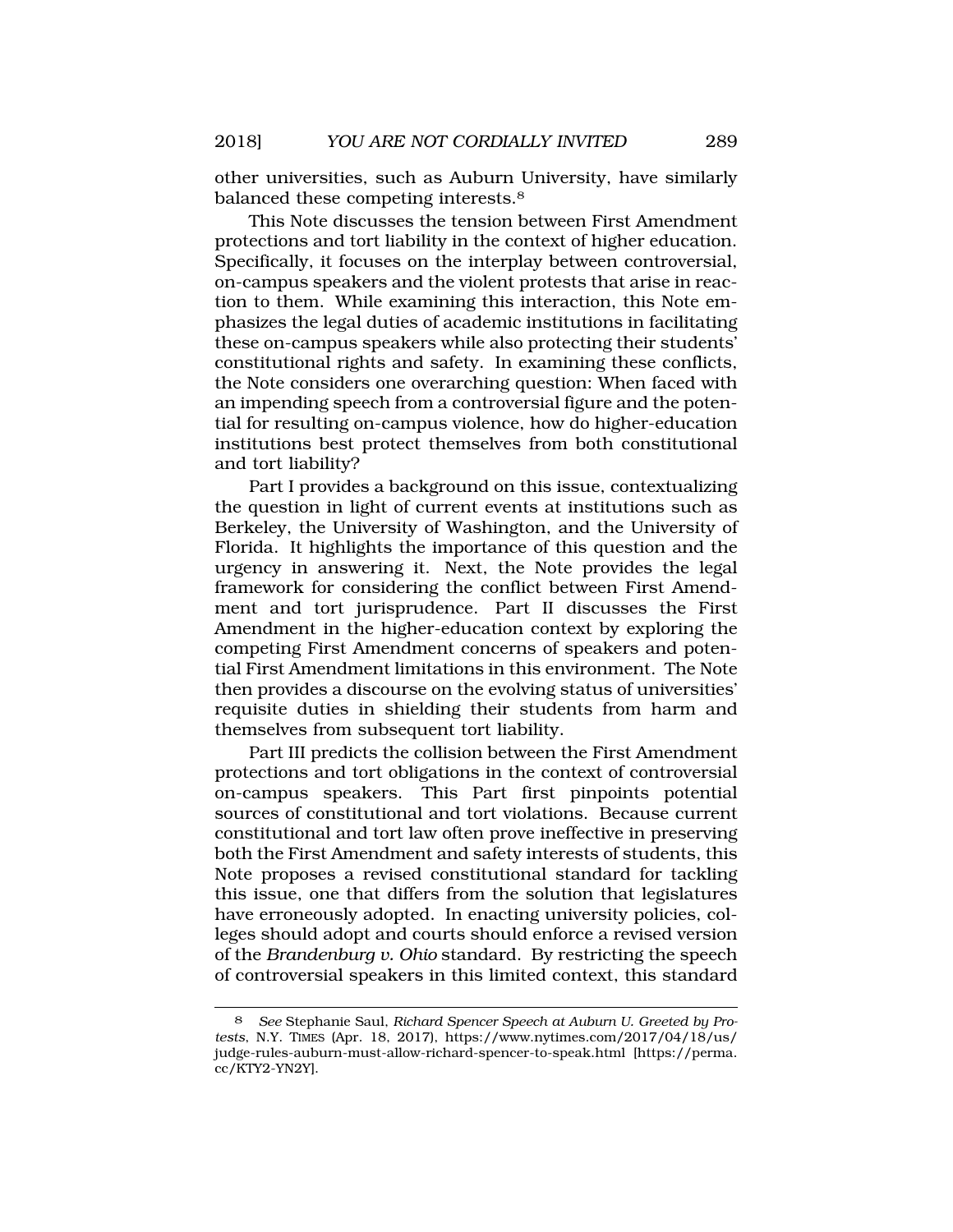other universities, such as Auburn University, have similarly balanced these competing interests.[8]

This Note discusses the tension between First Amendment protections and tort liability in the context of higher education. Specifically, it focuses on the interplay between controversial, on-campus speakers and the violent protests that arise in reaction to them. While examining this interaction, this Note emphasizes the legal duties of academic institutions in facilitating these on-campus speakers while also protecting their students' constitutional rights and safety. In examining these conflicts, the Note considers one overarching question: When faced with an impending speech from a controversial figure and the potential for resulting on-campus violence, how do higher-education institutions best protect themselves from both constitutional and tort liability?

Part I provides a background on this issue, contextualizing the question in light of current events at institutions such as Berkeley, the University of Washington, and the University of Florida. It highlights the importance of this question and the urgency in answering it. Next, the Note provides the legal framework for considering the conflict between First Amendment and tort jurisprudence. Part II discusses the First Amendment in the higher-education context by exploring the competing First Amendment concerns of speakers and potential First Amendment limitations in this environment. The Note then provides a discourse on the evolving status of universities' requisite duties in shielding their students from harm and themselves from subsequent tort liability.

Part III predicts the collision between the First Amendment protections and tort obligations in the context of controversial on-campus speakers. This Part first pinpoints potential sources of constitutional and tort violations. Because current constitutional and tort law often prove ineffective in preserving both the First Amendment and safety interests of students, this Note proposes a revised constitutional standard for tackling this issue, one that differs from the solution that legislatures have erroneously adopted. In enacting university policies, colleges should adopt and courts should enforce a revised version of the *Brandenburg v. Ohio* standard. By restricting the speech of controversial speakers in this limited context, this standard

---

8 *See* Stephanie Saul, *Richard Spencer Speech at Auburn U. Greeted by Protests*, N.Y. TIMES (Apr. 18, 2017), https://www.nytimes.com/2017/04/18/us/judge-rules-auburn-must-allow-richard-spencer-to-speak.html [https://perma.cc/KTY2-YN2Y].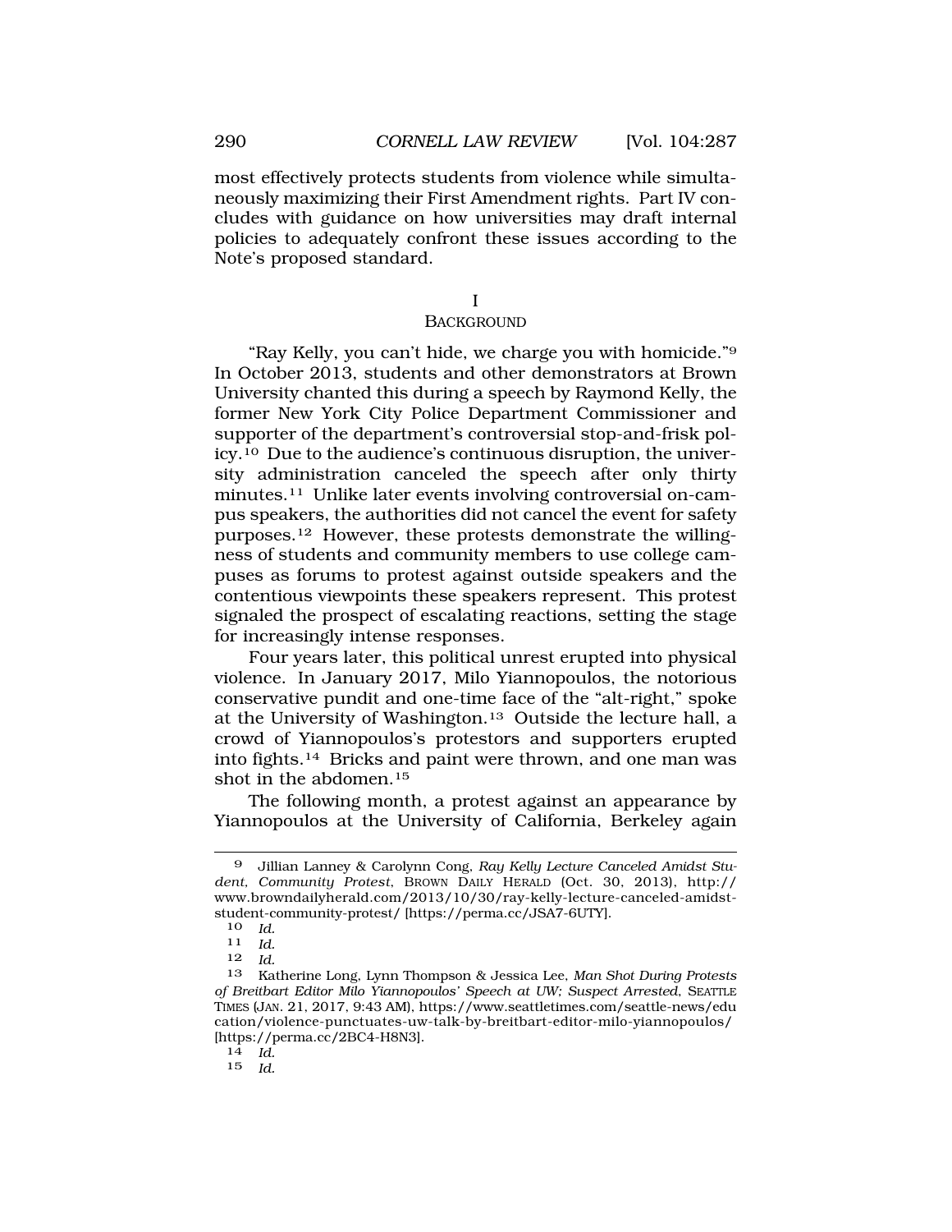most effectively protects students from violence while simultaneously maximizing their First Amendment rights. Part IV concludes with guidance on how universities may draft internal policies to adequately confront these issues according to the Note's proposed standard.

# I
## BACKGROUND

"Ray Kelly, you can't hide, we charge you with homicide."[9] In October 2013, students and other demonstrators at Brown University chanted this during a speech by Raymond Kelly, the former New York City Police Department Commissioner and supporter of the department's controversial stop-and-frisk policy.[10] Due to the audience's continuous disruption, the university administration canceled the speech after only thirty minutes.[11] Unlike later events involving controversial on-campus speakers, the authorities did not cancel the event for safety purposes.[12] However, these protests demonstrate the willingness of students and community members to use college campuses as forums to protest against outside speakers and the contentious viewpoints these speakers represent. This protest signaled the prospect of escalating reactions, setting the stage for increasingly intense responses.

Four years later, this political unrest erupted into physical violence. In January 2017, Milo Yiannopoulos, the notorious conservative pundit and one-time face of the "alt-right," spoke at the University of Washington.[13] Outside the lecture hall, a crowd of Yiannopoulos's protestors and supporters erupted into fights.[14] Bricks and paint were thrown, and one man was shot in the abdomen.[15]

The following month, a protest against an appearance by Yiannopoulos at the University of California, Berkeley again

---

[9] Jillian Lanney & Carolynn Cong, *Ray Kelly Lecture Canceled Amidst Student, Community Protest*, BROWN DAILY HERALD (Oct. 30, 2013), http://www.browndailyherald.com/2013/10/30/ray-kelly-lecture-canceled-amidst-student-community-protest/ [https://perma.cc/JSA7-6UTY].

[10] *Id.*

[11] *Id.*

[12] *Id.*

[13] Katherine Long, Lynn Thompson & Jessica Lee, *Man Shot During Protests of Breitbart Editor Milo Yiannopoulos' Speech at UW; Suspect Arrested*, SEATTLE TIMES (JAN. 21, 2017, 9:43 AM), https://www.seattletimes.com/seattle-news/education/violence-punctuates-uw-talk-by-breitbart-editor-milo-yiannopoulos/ [https://perma.cc/2BC4-H8N3].

[14] *Id.*

[15] *Id.*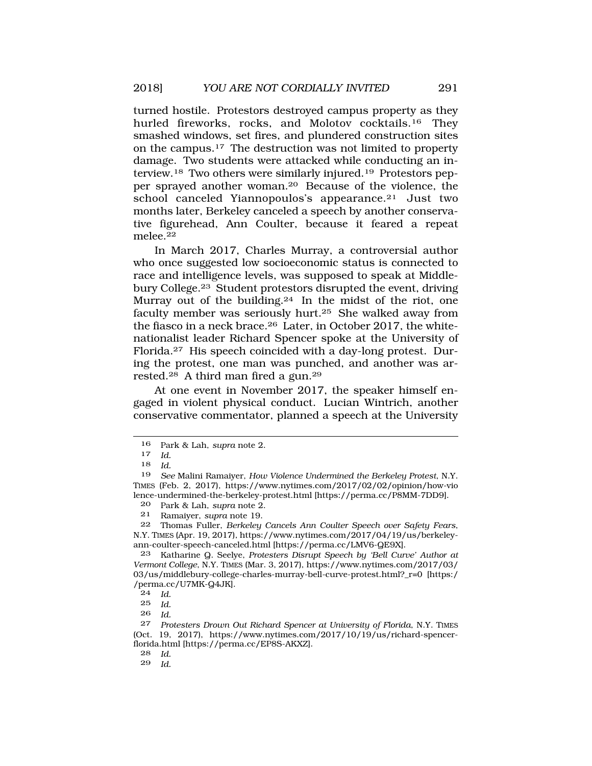turned hostile. Protestors destroyed campus property as they hurled fireworks, rocks, and Molotov cocktails.[16] They smashed windows, set fires, and plundered construction sites on the campus.[17] The destruction was not limited to property damage. Two students were attacked while conducting an interview.[18] Two others were similarly injured.[19] Protestors pepper sprayed another woman.[20] Because of the violence, the school canceled Yiannopoulos's appearance.[21] Just two months later, Berkeley canceled a speech by another conservative figurehead, Ann Coulter, because it feared a repeat melee.[22]

In March 2017, Charles Murray, a controversial author who once suggested low socioeconomic status is connected to race and intelligence levels, was supposed to speak at Middlebury College.[23] Student protestors disrupted the event, driving Murray out of the building.[24] In the midst of the riot, one faculty member was seriously hurt.[25] She walked away from the fiasco in a neck brace.[26] Later, in October 2017, the white-nationalist leader Richard Spencer spoke at the University of Florida.[27] His speech coincided with a day-long protest. During the protest, one man was punched, and another was arrested.[28] A third man fired a gun.[29]

At one event in November 2017, the speaker himself engaged in violent physical conduct. Lucian Wintrich, another conservative commentator, planned a speech at the University

---

16 Park & Lah, *supra* note 2.

17 *Id.*

18 *Id.*

19 *See* Malini Ramaiyer, *How Violence Undermined the Berkeley Protest*, N.Y. TIMES (Feb. 2, 2017), https://www.nytimes.com/2017/02/02/opinion/how-violence-undermined-the-berkeley-protest.html [https://perma.cc/P8MM-7DD9].

20 Park & Lah, *supra* note 2.

21 Ramaiyer, *supra* note 19.

22 Thomas Fuller, *Berkeley Cancels Ann Coulter Speech over Safety Fears*, N.Y. TIMES (Apr. 19, 2017), https://www.nytimes.com/2017/04/19/us/berkeley-ann-coulter-speech-canceled.html [https://perma.cc/LMV6-QE9X].

23 Katharine Q. Seelye, *Protesters Disrupt Speech by 'Bell Curve' Author at Vermont College*, N.Y. TIMES (Mar. 3, 2017), https://www.nytimes.com/2017/03/03/us/middlebury-college-charles-murray-bell-curve-protest.html?_r=0 [https://perma.cc/U7MK-Q4JK].

24 *Id.*

25 *Id.*

26 *Id.*

27 *Protesters Drown Out Richard Spencer at University of Florida*, N.Y. TIMES (Oct. 19, 2017), https://www.nytimes.com/2017/10/19/us/richard-spencer-florida.html [https://perma.cc/EP8S-AKXZ].

28 *Id.*

29 *Id.*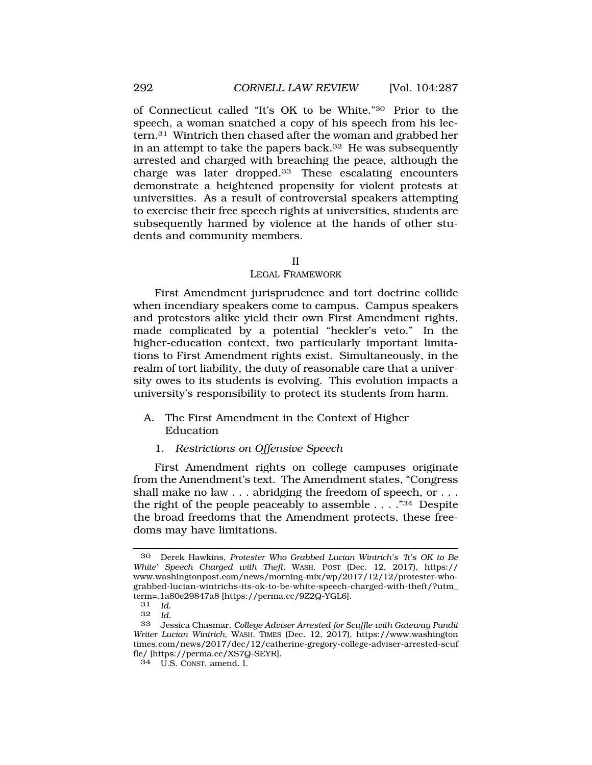of Connecticut called "It's OK to be White."[30] Prior to the speech, a woman snatched a copy of his speech from his lectern.[31] Wintrich then chased after the woman and grabbed her in an attempt to take the papers back.[32] He was subsequently arrested and charged with breaching the peace, although the charge was later dropped.[33] These escalating encounters demonstrate a heightened propensity for violent protests at universities. As a result of controversial speakers attempting to exercise their free speech rights at universities, students are subsequently harmed by violence at the hands of other students and community members.

## II
## LEGAL FRAMEWORK

First Amendment jurisprudence and tort doctrine collide when incendiary speakers come to campus. Campus speakers and protestors alike yield their own First Amendment rights, made complicated by a potential "heckler's veto." In the higher-education context, two particularly important limitations to First Amendment rights exist. Simultaneously, in the realm of tort liability, the duty of reasonable care that a university owes to its students is evolving. This evolution impacts a university's responsibility to protect its students from harm.

### A. The First Amendment in the Context of Higher Education

#### 1. *Restrictions on Offensive Speech*

First Amendment rights on college campuses originate from the Amendment's text. The Amendment states, "Congress shall make no law . . . abridging the freedom of speech, or . . . the right of the people peaceably to assemble . . . ."[34] Despite the broad freedoms that the Amendment protects, these freedoms may have limitations.

---

30 Derek Hawkins, *Protester Who Grabbed Lucian Wintrich's 'It's OK to Be White' Speech Charged with Theft*, WASH. POST (Dec. 12, 2017), https://www.washingtonpost.com/news/morning-mix/wp/2017/12/12/protester-who-grabbed-lucian-wintrichs-its-ok-to-be-white-speech-charged-with-theft/?utm_term=.1a80e29847a8 [https://perma.cc/9Z2Q-YGL6].

31 *Id.*

32 *Id.*

33 Jessica Chasmar, *College Adviser Arrested for Scuffle with Gateway Pundit Writer Lucian Wintrich*, WASH. TIMES (Dec. 12, 2017), https://www.washingtontimes.com/news/2017/dec/12/catherine-gregory-college-adviser-arrested-scuffle/ [https://perma.cc/XS7Q-SEYR].

34 U.S. CONST. amend. I.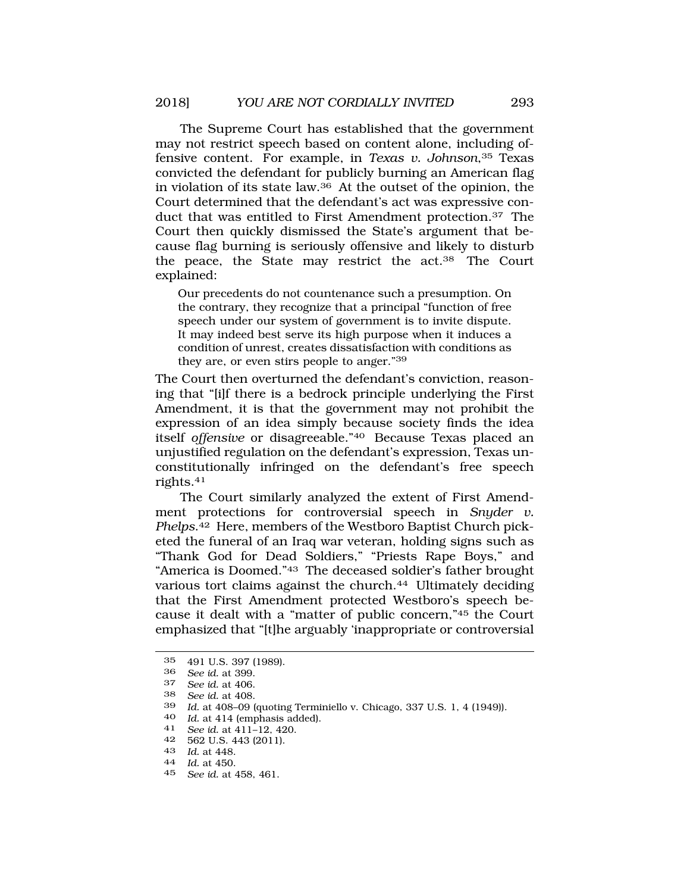The Supreme Court has established that the government may not restrict speech based on content alone, including offensive content. For example, in *Texas v. Johnson*,[35] Texas convicted the defendant for publicly burning an American flag in violation of its state law.[36] At the outset of the opinion, the Court determined that the defendant's act was expressive conduct that was entitled to First Amendment protection.[37] The Court then quickly dismissed the State's argument that because flag burning is seriously offensive and likely to disturb the peace, the State may restrict the act.[38] The Court explained:

> Our precedents do not countenance such a presumption. On the contrary, they recognize that a principal "function of free speech under our system of government is to invite dispute. It may indeed best serve its high purpose when it induces a condition of unrest, creates dissatisfaction with conditions as they are, or even stirs people to anger."[39]

The Court then overturned the defendant's conviction, reasoning that "[i]f there is a bedrock principle underlying the First Amendment, it is that the government may not prohibit the expression of an idea simply because society finds the idea itself *offensive* or disagreeable."[40] Because Texas placed an unjustified regulation on the defendant's expression, Texas unconstitutionally infringed on the defendant's free speech rights.[41]

The Court similarly analyzed the extent of First Amendment protections for controversial speech in *Snyder v. Phelps*.[42] Here, members of the Westboro Baptist Church picketed the funeral of an Iraq war veteran, holding signs such as "Thank God for Dead Soldiers," "Priests Rape Boys," and "America is Doomed."[43] The deceased soldier's father brought various tort claims against the church.[44] Ultimately deciding that the First Amendment protected Westboro's speech because it dealt with a "matter of public concern,"[45] the Court emphasized that "[t]he arguably 'inappropriate or controversial

---

35 491 U.S. 397 (1989).

36 *See id.* at 399.

37 *See id.* at 406.

38 *See id.* at 408.

39 *Id.* at 408–09 (quoting Terminiello v. Chicago, 337 U.S. 1, 4 (1949)).

40 *Id.* at 414 (emphasis added).

41 *See id.* at 411–12, 420.

42 562 U.S. 443 (2011).

43 *Id.* at 448.

44 *Id.* at 450.

45 *See id.* at 458, 461.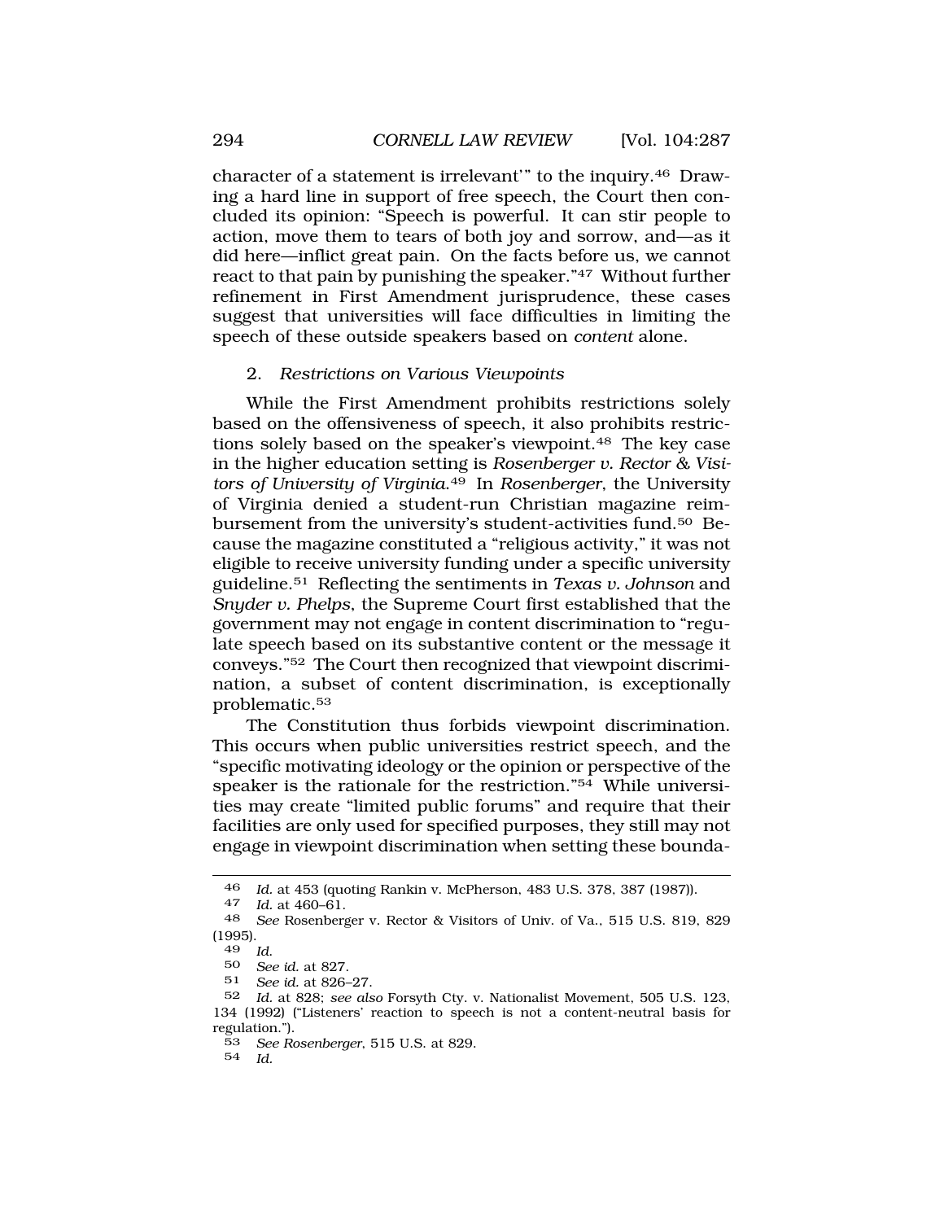character of a statement is irrelevant'" to the inquiry.[46] Drawing a hard line in support of free speech, the Court then concluded its opinion: "Speech is powerful. It can stir people to action, move them to tears of both joy and sorrow, and—as it did here—inflict great pain. On the facts before us, we cannot react to that pain by punishing the speaker."[47] Without further refinement in First Amendment jurisprudence, these cases suggest that universities will face difficulties in limiting the speech of these outside speakers based on *content* alone.

### 2. *Restrictions on Various Viewpoints*

While the First Amendment prohibits restrictions solely based on the offensiveness of speech, it also prohibits restrictions solely based on the speaker's viewpoint.[48] The key case in the higher education setting is *Rosenberger v. Rector & Visitors of University of Virginia*.[49] In *Rosenberger*, the University of Virginia denied a student-run Christian magazine reimbursement from the university's student-activities fund.[50] Because the magazine constituted a "religious activity," it was not eligible to receive university funding under a specific university guideline.[51] Reflecting the sentiments in *Texas v. Johnson* and *Snyder v. Phelps*, the Supreme Court first established that the government may not engage in content discrimination to "regulate speech based on its substantive content or the message it conveys."[52] The Court then recognized that viewpoint discrimination, a subset of content discrimination, is exceptionally problematic.[53]

The Constitution thus forbids viewpoint discrimination. This occurs when public universities restrict speech, and the "specific motivating ideology or the opinion or perspective of the speaker is the rationale for the restriction."[54] While universities may create "limited public forums" and require that their facilities are only used for specified purposes, they still may not engage in viewpoint discrimination when setting these bounda-

---

46 *Id.* at 453 (quoting Rankin v. McPherson, 483 U.S. 378, 387 (1987)).

47 *Id.* at 460–61.

48 *See* Rosenberger v. Rector & Visitors of Univ. of Va., 515 U.S. 819, 829 (1995).

49 *Id.*

50 *See id.* at 827.

51 *See id.* at 826–27.

52 *Id.* at 828; *see also* Forsyth Cty. v. Nationalist Movement, 505 U.S. 123, 134 (1992) ("Listeners' reaction to speech is not a content-neutral basis for regulation.").

53 *See Rosenberger*, 515 U.S. at 829.

54 *Id.*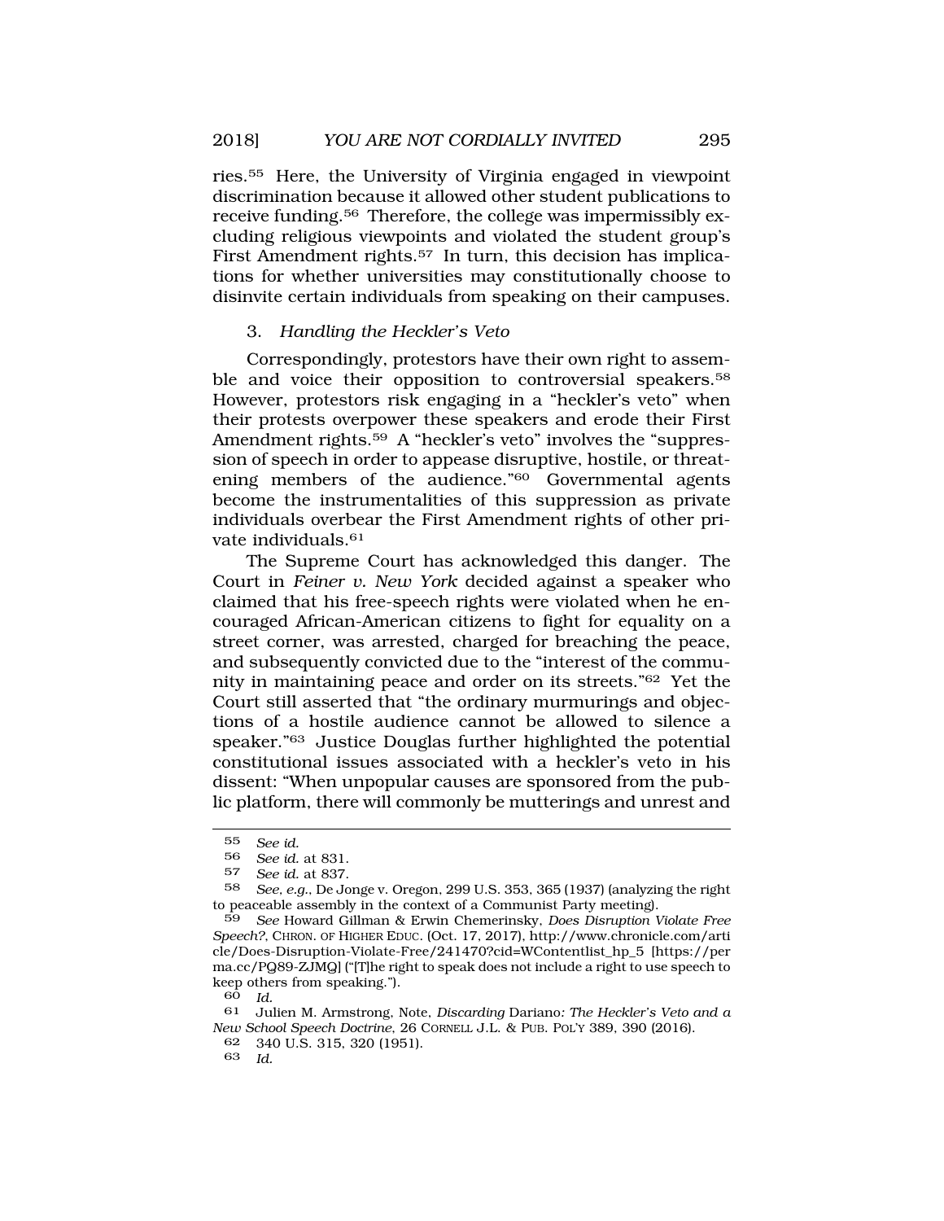ries.[55] Here, the University of Virginia engaged in viewpoint discrimination because it allowed other student publications to receive funding.[56] Therefore, the college was impermissibly excluding religious viewpoints and violated the student group's First Amendment rights.[57] In turn, this decision has implications for whether universities may constitutionally choose to disinvite certain individuals from speaking on their campuses.

### 3. *Handling the Heckler's Veto*

Correspondingly, protestors have their own right to assemble and voice their opposition to controversial speakers.[58] However, protestors risk engaging in a "heckler's veto" when their protests overpower these speakers and erode their First Amendment rights.[59] A "heckler's veto" involves the "suppression of speech in order to appease disruptive, hostile, or threatening members of the audience."[60] Governmental agents become the instrumentalities of this suppression as private individuals overbear the First Amendment rights of other private individuals.[61]

The Supreme Court has acknowledged this danger. The Court in *Feiner v. New York* decided against a speaker who claimed that his free-speech rights were violated when he encouraged African-American citizens to fight for equality on a street corner, was arrested, charged for breaching the peace, and subsequently convicted due to the "interest of the community in maintaining peace and order on its streets."[62] Yet the Court still asserted that "the ordinary murmurings and objections of a hostile audience cannot be allowed to silence a speaker."[63] Justice Douglas further highlighted the potential constitutional issues associated with a heckler's veto in his dissent: "When unpopular causes are sponsored from the public platform, there will commonly be mutterings and unrest and

---

55 *See id.*

56 *See id.* at 831.

57 *See id.* at 837.

58 *See, e.g.*, De Jonge v. Oregon, 299 U.S. 353, 365 (1937) (analyzing the right to peaceable assembly in the context of a Communist Party meeting).

59 *See* Howard Gillman & Erwin Chemerinsky, *Does Disruption Violate Free Speech?*, CHRON. OF HIGHER EDUC. (Oct. 17, 2017), http://www.chronicle.com/article/Does-Disruption-Violate-Free/241470?cid=WContentlist_hp_5 [https://perma.cc/PQ89-ZJMQ] ("[T]he right to speak does not include a right to use speech to keep others from speaking.").

60 *Id.*

61 Julien M. Armstrong, Note, *Discarding* Dariano*: The Heckler's Veto and a New School Speech Doctrine*, 26 CORNELL J.L. & PUB. POL'Y 389, 390 (2016).

62 340 U.S. 315, 320 (1951).

63 *Id.*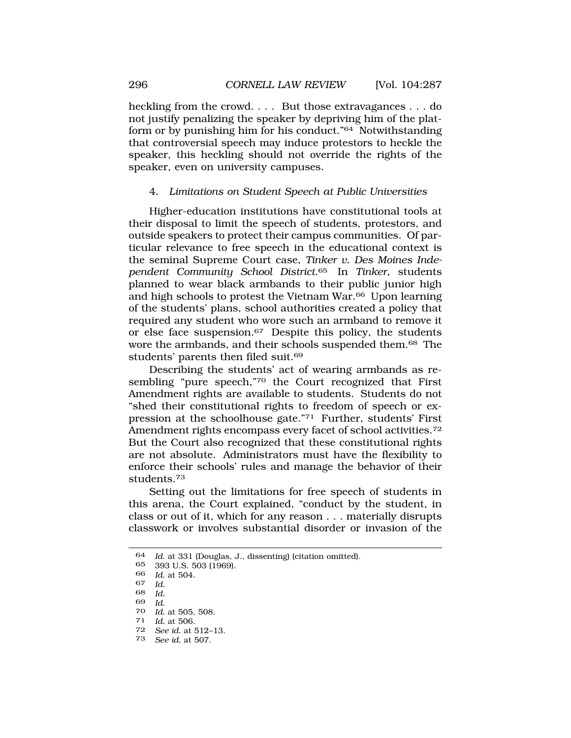heckling from the crowd. . . . But those extravagances . . . do not justify penalizing the speaker by depriving him of the platform or by punishing him for his conduct."[64] Notwithstanding that controversial speech may induce protestors to heckle the speaker, this heckling should not override the rights of the speaker, even on university campuses.

#### 4. *Limitations on Student Speech at Public Universities*

Higher-education institutions have constitutional tools at their disposal to limit the speech of students, protestors, and outside speakers to protect their campus communities. Of particular relevance to free speech in the educational context is the seminal Supreme Court case, *Tinker v. Des Moines Independent Community School District*.[65] In *Tinker*, students planned to wear black armbands to their public junior high and high schools to protest the Vietnam War.[66] Upon learning of the students' plans, school authorities created a policy that required any student who wore such an armband to remove it or else face suspension.[67] Despite this policy, the students wore the armbands, and their schools suspended them.[68] The students' parents then filed suit.[69]

Describing the students' act of wearing armbands as resembling "pure speech,"[70] the Court recognized that First Amendment rights are available to students. Students do not "shed their constitutional rights to freedom of speech or expression at the schoolhouse gate."[71] Further, students' First Amendment rights encompass every facet of school activities.[72] But the Court also recognized that these constitutional rights are not absolute. Administrators must have the flexibility to enforce their schools' rules and manage the behavior of their students.[73]

Setting out the limitations for free speech of students in this arena, the Court explained, "conduct by the student, in class or out of it, which for any reason . . . materially disrupts classwork or involves substantial disorder or invasion of the

---

64 *Id.* at 331 (Douglas, J., dissenting) (citation omitted).

65 393 U.S. 503 (1969).

66 *Id.* at 504.

67 *Id.*

68 *Id.*

69 *Id.*

70 *Id.* at 505, 508.

71 *Id.* at 506.

72 *See id.* at 512–13.

73 *See id.* at 507.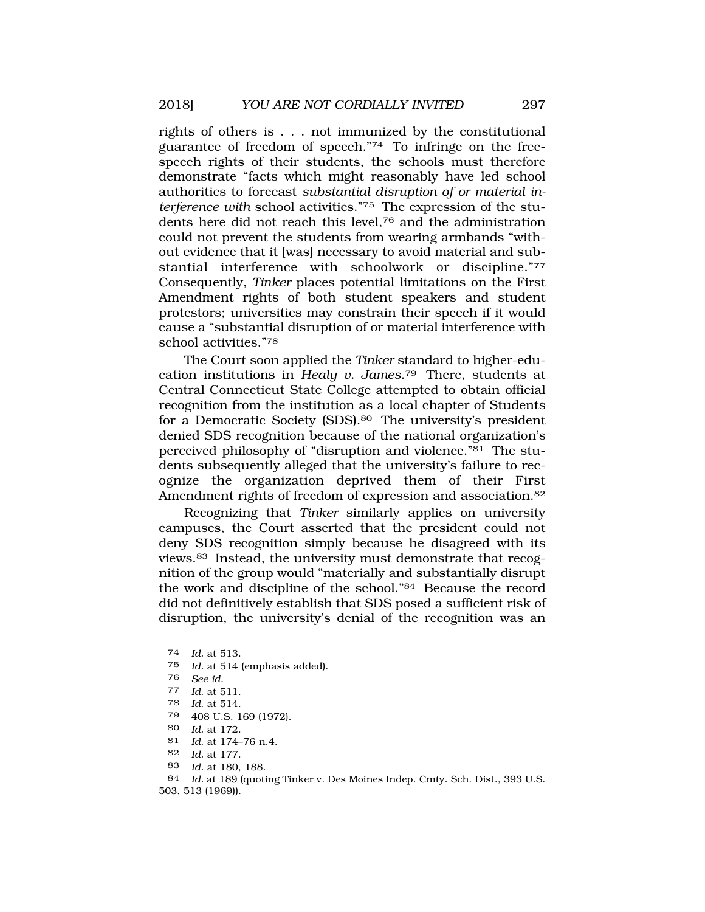rights of others is . . . not immunized by the constitutional guarantee of freedom of speech."[74] To infringe on the free-speech rights of their students, the schools must therefore demonstrate "facts which might reasonably have led school authorities to forecast *substantial disruption of or material interference with* school activities."[75] The expression of the students here did not reach this level,[76] and the administration could not prevent the students from wearing armbands "without evidence that it [was] necessary to avoid material and substantial interference with schoolwork or discipline."[77] Consequently, *Tinker* places potential limitations on the First Amendment rights of both student speakers and student protestors; universities may constrain their speech if it would cause a "substantial disruption of or material interference with school activities."[78]

The Court soon applied the *Tinker* standard to higher-education institutions in *Healy v. James*.[79] There, students at Central Connecticut State College attempted to obtain official recognition from the institution as a local chapter of Students for a Democratic Society (SDS).[80] The university's president denied SDS recognition because of the national organization's perceived philosophy of "disruption and violence."[81] The students subsequently alleged that the university's failure to recognize the organization deprived them of their First Amendment rights of freedom of expression and association.[82]

Recognizing that *Tinker* similarly applies on university campuses, the Court asserted that the president could not deny SDS recognition simply because he disagreed with its views.[83] Instead, the university must demonstrate that recognition of the group would "materially and substantially disrupt the work and discipline of the school."[84] Because the record did not definitively establish that SDS posed a sufficient risk of disruption, the university's denial of the recognition was an

---

74 *Id.* at 513.

75 *Id.* at 514 (emphasis added).

76 *See id.*

77 *Id.* at 511.

78 *Id.* at 514.

79 408 U.S. 169 (1972).

80 *Id.* at 172.

81 *Id.* at 174–76 n.4.

82 *Id.* at 177.

83 *Id.* at 180, 188.

84 *Id.* at 189 (quoting Tinker v. Des Moines Indep. Cmty. Sch. Dist., 393 U.S. 503, 513 (1969)).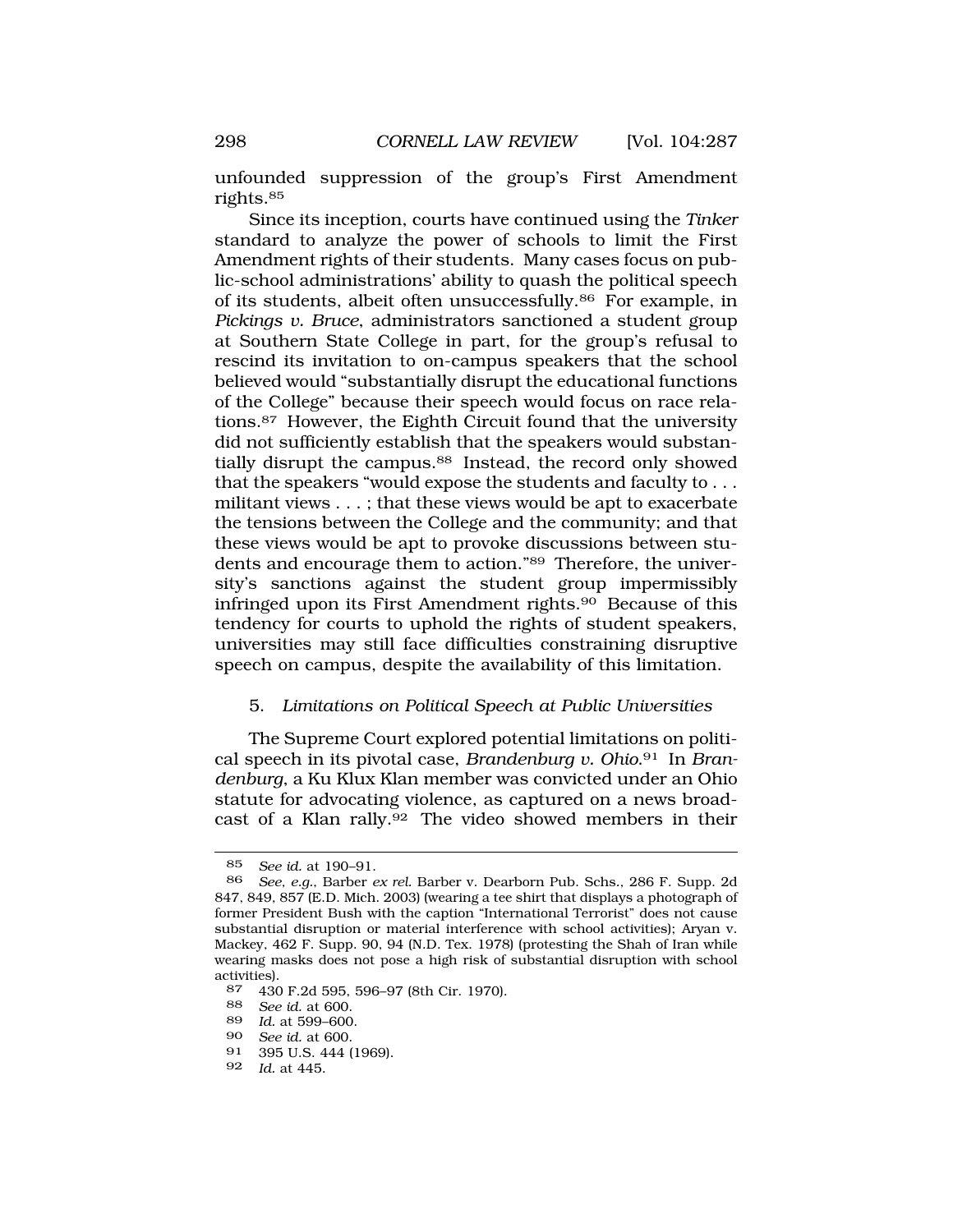unfounded suppression of the group's First Amendment rights.[85]

Since its inception, courts have continued using the *Tinker* standard to analyze the power of schools to limit the First Amendment rights of their students. Many cases focus on public-school administrations' ability to quash the political speech of its students, albeit often unsuccessfully.[86] For example, in *Pickings v. Bruce*, administrators sanctioned a student group at Southern State College in part, for the group's refusal to rescind its invitation to on-campus speakers that the school believed would "substantially disrupt the educational functions of the College" because their speech would focus on race relations.[87] However, the Eighth Circuit found that the university did not sufficiently establish that the speakers would substantially disrupt the campus.[88] Instead, the record only showed that the speakers "would expose the students and faculty to . . . militant views . . . ; that these views would be apt to exacerbate the tensions between the College and the community; and that these views would be apt to provoke discussions between students and encourage them to action."[89] Therefore, the university's sanctions against the student group impermissibly infringed upon its First Amendment rights.[90] Because of this tendency for courts to uphold the rights of student speakers, universities may still face difficulties constraining disruptive speech on campus, despite the availability of this limitation.

### 5. *Limitations on Political Speech at Public Universities*

The Supreme Court explored potential limitations on political speech in its pivotal case, *Brandenburg v. Ohio*.[91] In *Brandenburg*, a Ku Klux Klan member was convicted under an Ohio statute for advocating violence, as captured on a news broadcast of a Klan rally.[92] The video showed members in their

---

[85] *See id.* at 190–91.

[86] *See, e.g.*, Barber *ex rel.* Barber v. Dearborn Pub. Schs., 286 F. Supp. 2d 847, 849, 857 (E.D. Mich. 2003) (wearing a tee shirt that displays a photograph of former President Bush with the caption "International Terrorist" does not cause substantial disruption or material interference with school activities); Aryan v. Mackey, 462 F. Supp. 90, 94 (N.D. Tex. 1978) (protesting the Shah of Iran while wearing masks does not pose a high risk of substantial disruption with school activities).

[87] 430 F.2d 595, 596–97 (8th Cir. 1970).

[88] *See id.* at 600.

[89] *Id.* at 599–600.

[90] *See id.* at 600.

[91] 395 U.S. 444 (1969).

[92] *Id.* at 445.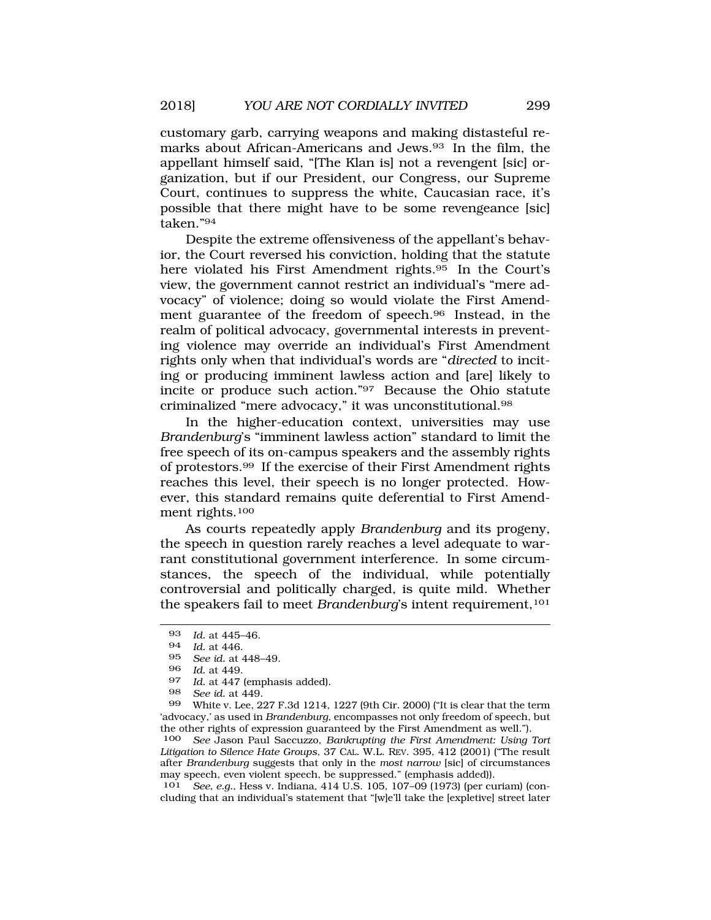customary garb, carrying weapons and making distasteful remarks about African-Americans and Jews.[93] In the film, the appellant himself said, "[The Klan is] not a revengent [sic] organization, but if our President, our Congress, our Supreme Court, continues to suppress the white, Caucasian race, it's possible that there might have to be some revengeance [sic] taken."[94]

Despite the extreme offensiveness of the appellant's behavior, the Court reversed his conviction, holding that the statute here violated his First Amendment rights.[95] In the Court's view, the government cannot restrict an individual's "mere advocacy" of violence; doing so would violate the First Amendment guarantee of the freedom of speech.[96] Instead, in the realm of political advocacy, governmental interests in preventing violence may override an individual's First Amendment rights only when that individual's words are "*directed* to inciting or producing imminent lawless action and [are] likely to incite or produce such action."[97] Because the Ohio statute criminalized "mere advocacy," it was unconstitutional.[98]

In the higher-education context, universities may use *Brandenburg*'s "imminent lawless action" standard to limit the free speech of its on-campus speakers and the assembly rights of protestors.[99] If the exercise of their First Amendment rights reaches this level, their speech is no longer protected. However, this standard remains quite deferential to First Amendment rights.[100]

As courts repeatedly apply *Brandenburg* and its progeny, the speech in question rarely reaches a level adequate to warrant constitutional government interference. In some circumstances, the speech of the individual, while potentially controversial and politically charged, is quite mild. Whether the speakers fail to meet *Brandenburg*'s intent requirement,[101]

---

93 *Id.* at 445–46.

94 *Id.* at 446.

95 *See id.* at 448–49.

96 *Id.* at 449.

97 *Id.* at 447 (emphasis added).

98 *See id.* at 449.

99 White v. Lee, 227 F.3d 1214, 1227 (9th Cir. 2000) ("It is clear that the term 'advocacy,' as used in *Brandenburg*, encompasses not only freedom of speech, but the other rights of expression guaranteed by the First Amendment as well.").

100 *See* Jason Paul Saccuzzo, *Bankrupting the First Amendment: Using Tort Litigation to Silence Hate Groups*, 37 CAL. W.L. REV. 395, 412 (2001) ("The result after *Brandenburg* suggests that only in the *most narrow* [sic] of circumstances may speech, even violent speech, be suppressed." (emphasis added)).

101 *See, e.g.*, Hess v. Indiana, 414 U.S. 105, 107–09 (1973) (per curiam) (concluding that an individual's statement that "[w]e'll take the [expletive] street later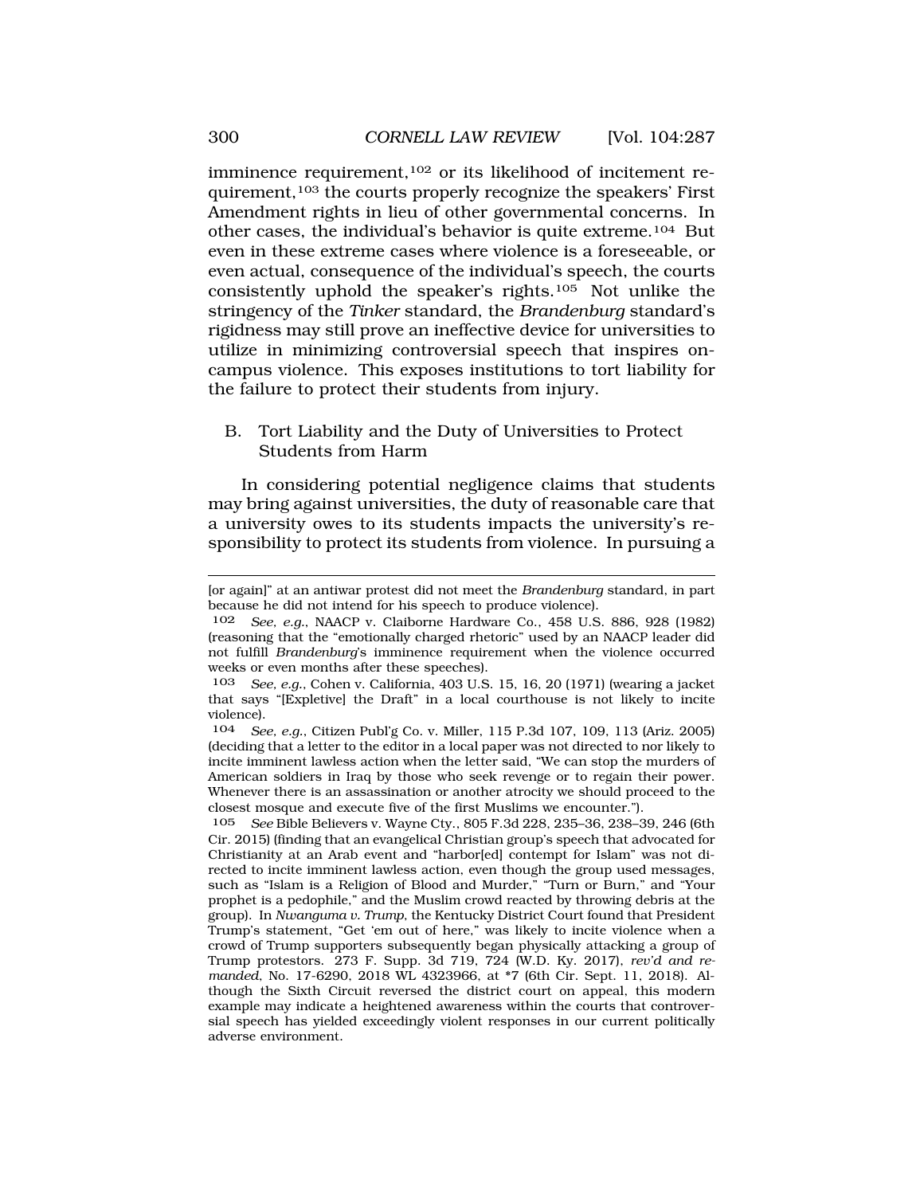imminence requirement,[102] or its likelihood of incitement requirement,[103] the courts properly recognize the speakers' First Amendment rights in lieu of other governmental concerns. In other cases, the individual's behavior is quite extreme.[104] But even in these extreme cases where violence is a foreseeable, or even actual, consequence of the individual's speech, the courts consistently uphold the speaker's rights.[105] Not unlike the stringency of the *Tinker* standard, the *Brandenburg* standard's rigidness may still prove an ineffective device for universities to utilize in minimizing controversial speech that inspires on-campus violence. This exposes institutions to tort liability for the failure to protect their students from injury.

### B. Tort Liability and the Duty of Universities to Protect Students from Harm

In considering potential negligence claims that students may bring against universities, the duty of reasonable care that a university owes to its students impacts the university's responsibility to protect its students from violence. In pursuing a

---

[or again]" at an antiwar protest did not meet the *Brandenburg* standard, in part because he did not intend for his speech to produce violence).

102 *See, e.g.*, NAACP v. Claiborne Hardware Co., 458 U.S. 886, 928 (1982) (reasoning that the "emotionally charged rhetoric" used by an NAACP leader did not fulfill *Brandenburg*'s imminence requirement when the violence occurred weeks or even months after these speeches).

103 *See, e.g.*, Cohen v. California, 403 U.S. 15, 16, 20 (1971) (wearing a jacket that says "[Expletive] the Draft" in a local courthouse is not likely to incite violence).

104 *See, e.g.*, Citizen Publ'g Co. v. Miller, 115 P.3d 107, 109, 113 (Ariz. 2005) (deciding that a letter to the editor in a local paper was not directed to nor likely to incite imminent lawless action when the letter said, "We can stop the murders of American soldiers in Iraq by those who seek revenge or to regain their power. Whenever there is an assassination or another atrocity we should proceed to the closest mosque and execute five of the first Muslims we encounter.").

105 *See* Bible Believers v. Wayne Cty., 805 F.3d 228, 235–36, 238–39, 246 (6th Cir. 2015) (finding that an evangelical Christian group's speech that advocated for Christianity at an Arab event and "harbor[ed] contempt for Islam" was not directed to incite imminent lawless action, even though the group used messages, such as "Islam is a Religion of Blood and Murder," "Turn or Burn," and "Your prophet is a pedophile," and the Muslim crowd reacted by throwing debris at the group). In *Nwanguma v. Trump*, the Kentucky District Court found that President Trump's statement, "Get 'em out of here," was likely to incite violence when a crowd of Trump supporters subsequently began physically attacking a group of Trump protestors. 273 F. Supp. 3d 719, 724 (W.D. Ky. 2017), *rev'd and remanded*, No. 17-6290, 2018 WL 4323966, at *7 (6th Cir. Sept. 11, 2018). Although the Sixth Circuit reversed the district court on appeal, this modern example may indicate a heightened awareness within the courts that controversial speech has yielded exceedingly violent responses in our current politically adverse environment.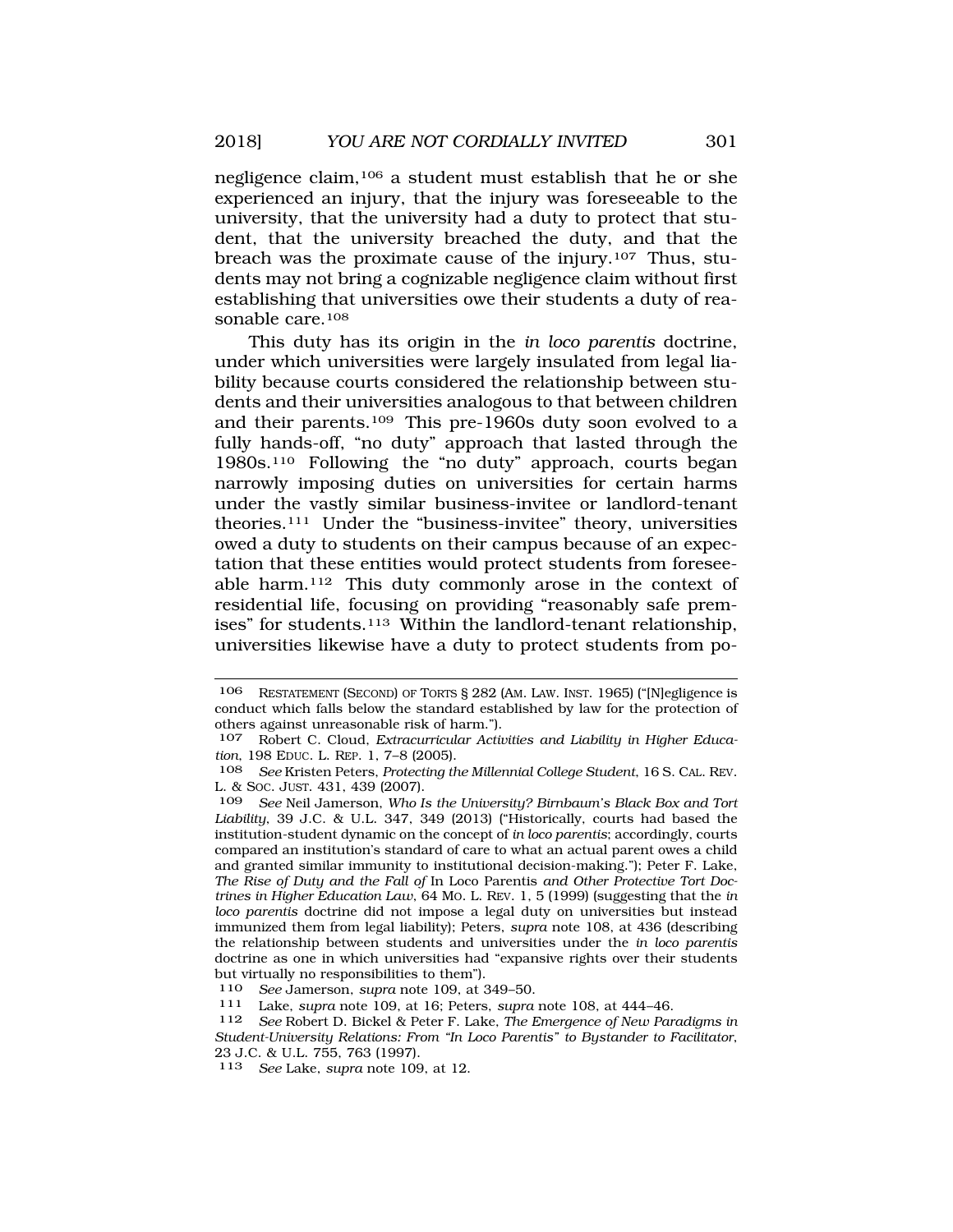negligence claim,[106] a student must establish that he or she experienced an injury, that the injury was foreseeable to the university, that the university had a duty to protect that student, that the university breached the duty, and that the breach was the proximate cause of the injury.[107] Thus, students may not bring a cognizable negligence claim without first establishing that universities owe their students a duty of reasonable care.[108]

This duty has its origin in the *in loco parentis* doctrine, under which universities were largely insulated from legal liability because courts considered the relationship between students and their universities analogous to that between children and their parents.[109] This pre-1960s duty soon evolved to a fully hands-off, "no duty" approach that lasted through the 1980s.[110] Following the "no duty" approach, courts began narrowly imposing duties on universities for certain harms under the vastly similar business-invitee or landlord-tenant theories.[111] Under the "business-invitee" theory, universities owed a duty to students on their campus because of an expectation that these entities would protect students from foreseeable harm.[112] This duty commonly arose in the context of residential life, focusing on providing "reasonably safe premises" for students.[113] Within the landlord-tenant relationship, universities likewise have a duty to protect students from po-

---

106 RESTATEMENT (SECOND) OF TORTS § 282 (AM. LAW. INST. 1965) ("[N]egligence is conduct which falls below the standard established by law for the protection of others against unreasonable risk of harm.").

107 Robert C. Cloud, *Extracurricular Activities and Liability in Higher Education*, 198 EDUC. L. REP. 1, 7–8 (2005).

108 *See* Kristen Peters, *Protecting the Millennial College Student*, 16 S. CAL. REV. L. & SOC. JUST. 431, 439 (2007).

109 *See* Neil Jamerson, *Who Is the University? Birnbaum's Black Box and Tort Liability*, 39 J.C. & U.L. 347, 349 (2013) ("Historically, courts had based the institution-student dynamic on the concept of *in loco parentis*; accordingly, courts compared an institution's standard of care to what an actual parent owes a child and granted similar immunity to institutional decision-making."); Peter F. Lake, *The Rise of Duty and the Fall of* In Loco Parentis *and Other Protective Tort Doctrines in Higher Education Law*, 64 MO. L. REV. 1, 5 (1999) (suggesting that the *in loco parentis* doctrine did not impose a legal duty on universities but instead immunized them from legal liability); Peters, *supra* note 108, at 436 (describing the relationship between students and universities under the *in loco parentis* doctrine as one in which universities had "expansive rights over their students but virtually no responsibilities to them").

110 *See* Jamerson, *supra* note 109, at 349–50.

111 Lake, *supra* note 109, at 16; Peters, *supra* note 108, at 444–46.

112 *See* Robert D. Bickel & Peter F. Lake, *The Emergence of New Paradigms in Student-University Relations: From "In Loco Parentis" to Bystander to Facilitator*, 23 J.C. & U.L. 755, 763 (1997).

113 *See* Lake, *supra* note 109, at 12.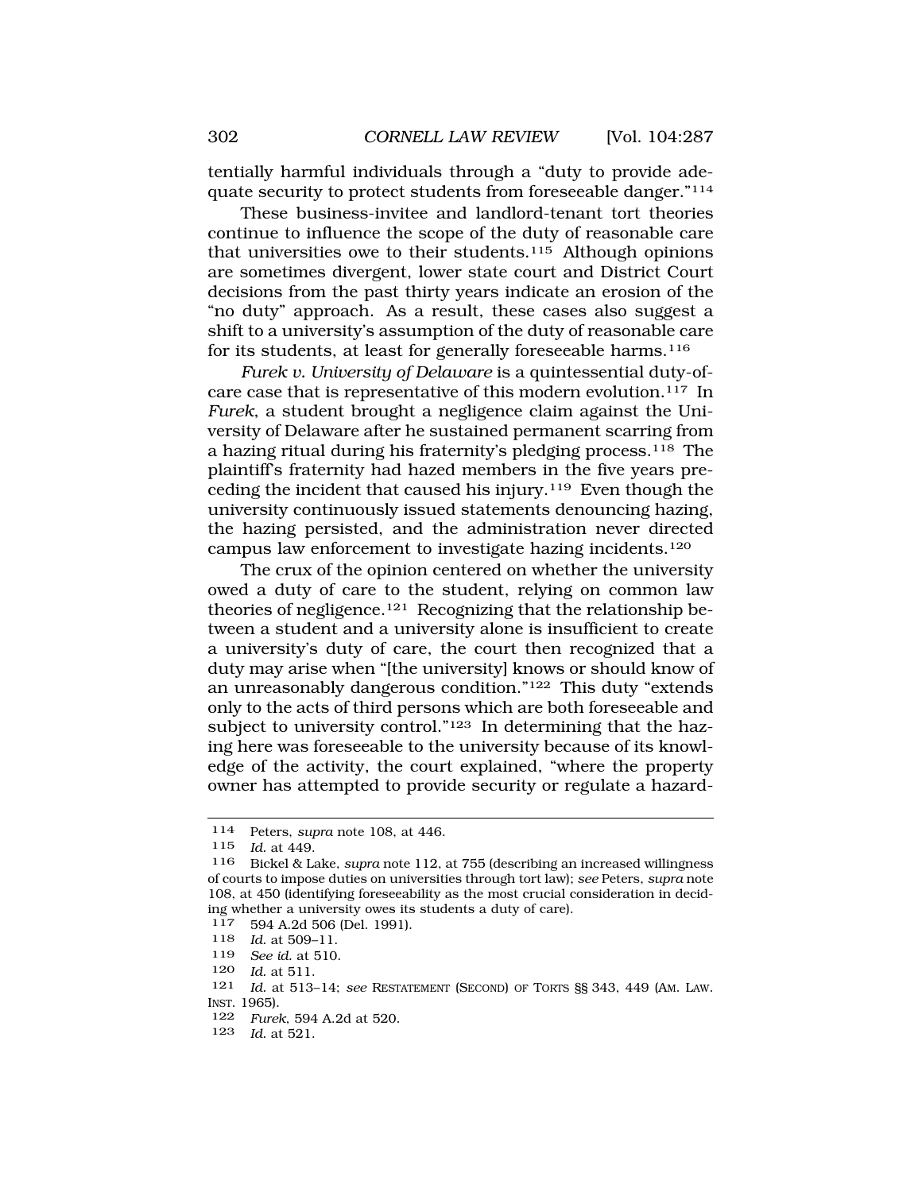tentially harmful individuals through a "duty to provide adequate security to protect students from foreseeable danger."[114]

These business-invitee and landlord-tenant tort theories continue to influence the scope of the duty of reasonable care that universities owe to their students.[115] Although opinions are sometimes divergent, lower state court and District Court decisions from the past thirty years indicate an erosion of the "no duty" approach. As a result, these cases also suggest a shift to a university's assumption of the duty of reasonable care for its students, at least for generally foreseeable harms.[116]

*Furek v. University of Delaware* is a quintessential duty-of-care case that is representative of this modern evolution.[117] In *Furek*, a student brought a negligence claim against the University of Delaware after he sustained permanent scarring from a hazing ritual during his fraternity's pledging process.[118] The plaintiff's fraternity had hazed members in the five years preceding the incident that caused his injury.[119] Even though the university continuously issued statements denouncing hazing, the hazing persisted, and the administration never directed campus law enforcement to investigate hazing incidents.[120]

The crux of the opinion centered on whether the university owed a duty of care to the student, relying on common law theories of negligence.[121] Recognizing that the relationship between a student and a university alone is insufficient to create a university's duty of care, the court then recognized that a duty may arise when "[the university] knows or should know of an unreasonably dangerous condition."[122] This duty "extends only to the acts of third persons which are both foreseeable and subject to university control."[123] In determining that the hazing here was foreseeable to the university because of its knowledge of the activity, the court explained, "where the property owner has attempted to provide security or regulate a hazard-

---

114 Peters, *supra* note 108, at 446.

115 *Id.* at 449.

116 Bickel & Lake, *supra* note 112, at 755 (describing an increased willingness of courts to impose duties on universities through tort law); *see* Peters, *supra* note 108, at 450 (identifying foreseeability as the most crucial consideration in deciding whether a university owes its students a duty of care).

117 594 A.2d 506 (Del. 1991).

118 *Id.* at 509–11.

119 *See id.* at 510.

120 *Id.* at 511.

121 *Id.* at 513–14; *see* RESTATEMENT (SECOND) OF TORTS §§ 343, 449 (AM. LAW INST. 1965).

122 *Furek*, 594 A.2d at 520.

123 *Id.* at 521.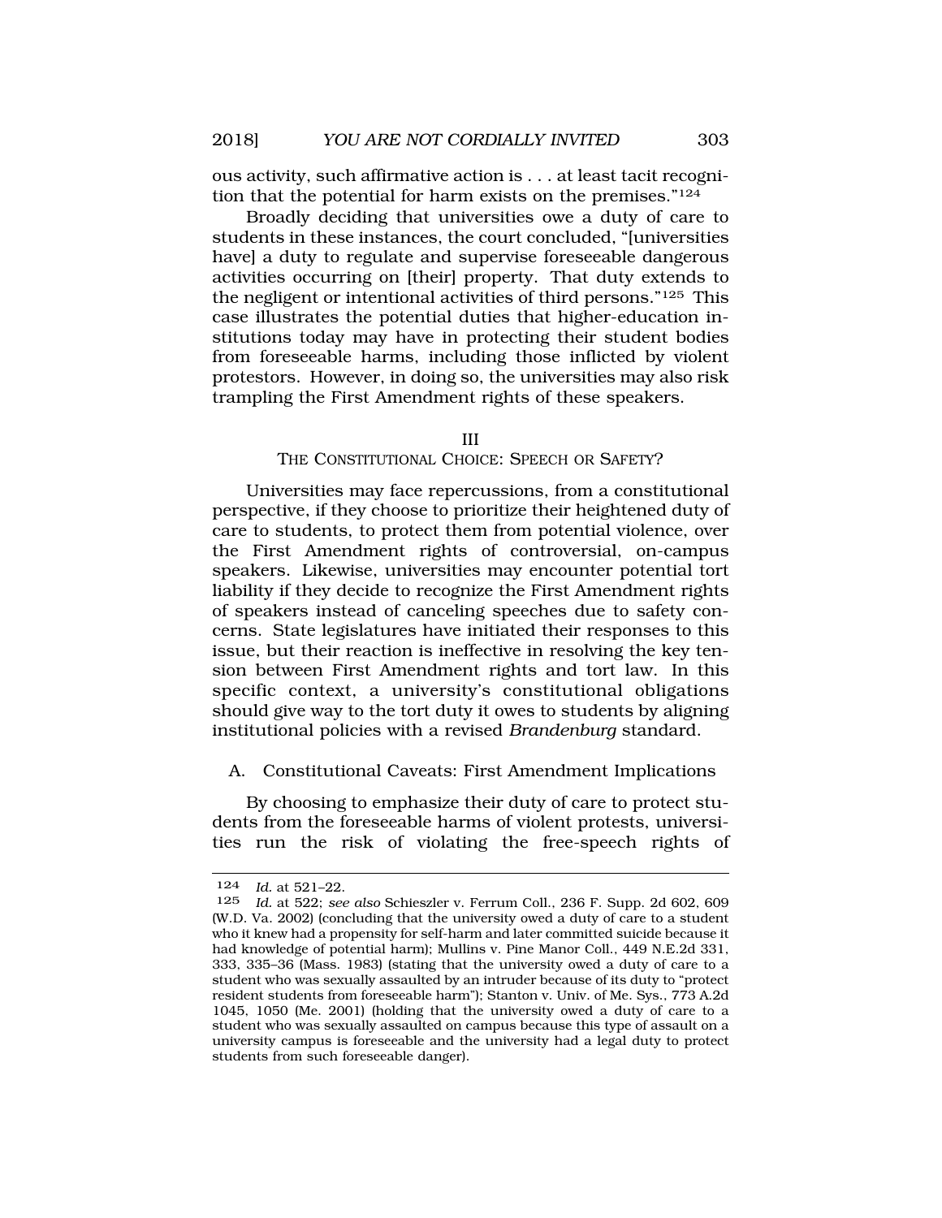ous activity, such affirmative action is . . . at least tacit recognition that the potential for harm exists on the premises."[124]

Broadly deciding that universities owe a duty of care to students in these instances, the court concluded, "[universities have] a duty to regulate and supervise foreseeable dangerous activities occurring on [their] property. That duty extends to the negligent or intentional activities of third persons."[125] This case illustrates the potential duties that higher-education institutions today may have in protecting their student bodies from foreseeable harms, including those inflicted by violent protestors. However, in doing so, the universities may also risk trampling the First Amendment rights of these speakers.

## III
## THE CONSTITUTIONAL CHOICE: SPEECH OR SAFETY?

Universities may face repercussions, from a constitutional perspective, if they choose to prioritize their heightened duty of care to students, to protect them from potential violence, over the First Amendment rights of controversial, on-campus speakers. Likewise, universities may encounter potential tort liability if they decide to recognize the First Amendment rights of speakers instead of canceling speeches due to safety concerns. State legislatures have initiated their responses to this issue, but their reaction is ineffective in resolving the key tension between First Amendment rights and tort law. In this specific context, a university's constitutional obligations should give way to the tort duty it owes to students by aligning institutional policies with a revised *Brandenburg* standard.

### A. Constitutional Caveats: First Amendment Implications

By choosing to emphasize their duty of care to protect students from the foreseeable harms of violent protests, universities run the risk of violating the free-speech rights of

---

[124] *Id.* at 521–22.

[125] *Id.* at 522; *see also* Schieszler v. Ferrum Coll., 236 F. Supp. 2d 602, 609 (W.D. Va. 2002) (concluding that the university owed a duty of care to a student who it knew had a propensity for self-harm and later committed suicide because it had knowledge of potential harm); Mullins v. Pine Manor Coll., 449 N.E.2d 331, 333, 335–36 (Mass. 1983) (stating that the university owed a duty of care to a student who was sexually assaulted by an intruder because of its duty to "protect resident students from foreseeable harm"); Stanton v. Univ. of Me. Sys., 773 A.2d 1045, 1050 (Me. 2001) (holding that the university owed a duty of care to a student who was sexually assaulted on campus because this type of assault on a university campus is foreseeable and the university had a legal duty to protect students from such foreseeable danger).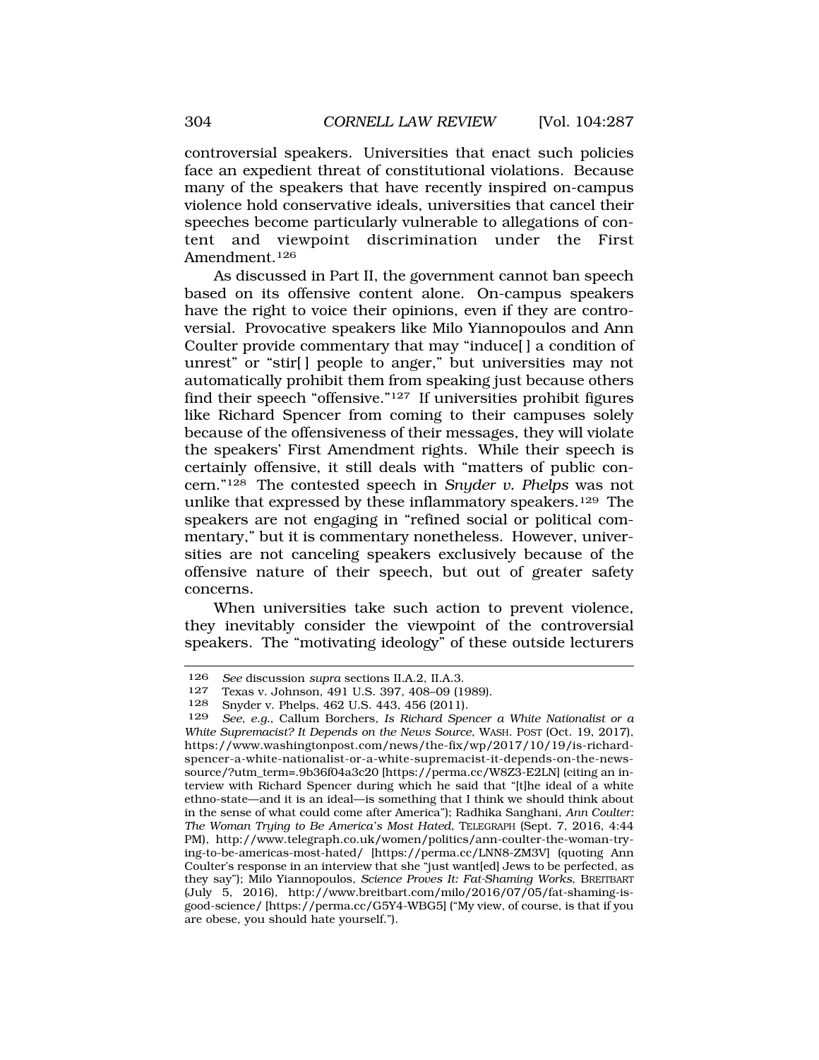controversial speakers. Universities that enact such policies face an expedient threat of constitutional violations. Because many of the speakers that have recently inspired on-campus violence hold conservative ideals, universities that cancel their speeches become particularly vulnerable to allegations of content and viewpoint discrimination under the First Amendment.[126]

As discussed in Part II, the government cannot ban speech based on its offensive content alone. On-campus speakers have the right to voice their opinions, even if they are controversial. Provocative speakers like Milo Yiannopoulos and Ann Coulter provide commentary that may "induce[ ] a condition of unrest" or "stir[ ] people to anger," but universities may not automatically prohibit them from speaking just because others find their speech "offensive."[127] If universities prohibit figures like Richard Spencer from coming to their campuses solely because of the offensiveness of their messages, they will violate the speakers' First Amendment rights. While their speech is certainly offensive, it still deals with "matters of public concern."[128] The contested speech in *Snyder v. Phelps* was not unlike that expressed by these inflammatory speakers.[129] The speakers are not engaging in "refined social or political commentary," but it is commentary nonetheless. However, universities are not canceling speakers exclusively because of the offensive nature of their speech, but out of greater safety concerns.

When universities take such action to prevent violence, they inevitably consider the viewpoint of the controversial speakers. The "motivating ideology" of these outside lecturers

---

126 *See* discussion *supra* sections II.A.2, II.A.3.

127 Texas v. Johnson, 491 U.S. 397, 408–09 (1989).

128 Snyder v. Phelps, 462 U.S. 443, 456 (2011).

129 *See, e.g.*, Callum Borchers, *Is Richard Spencer a White Nationalist or a White Supremacist? It Depends on the News Source*, WASH. POST (Oct. 19, 2017), https://www.washingtonpost.com/news/the-fix/wp/2017/10/19/is-richard-spencer-a-white-nationalist-or-a-white-supremacist-it-depends-on-the-news-source/?utm_term=.9b36f04a3c20 [https://perma.cc/W8Z3-E2LN] (citing an interview with Richard Spencer during which he said that "[t]he ideal of a white ethno-state—and it is an ideal—is something that I think we should think about in the sense of what could come after America"); Radhika Sanghani, *Ann Coulter: The Woman Trying to Be America's Most Hated*, TELEGRAPH (Sept. 7, 2016, 4:44 PM), http://www.telegraph.co.uk/women/politics/ann-coulter-the-woman-trying-to-be-americas-most-hated/ [https://perma.cc/LNN8-ZM3V] (quoting Ann Coulter's response in an interview that she "just want[ed] Jews to be perfected, as they say"); Milo Yiannopoulos, *Science Proves It: Fat-Shaming Works*, BREITBART (July 5, 2016), http://www.breitbart.com/milo/2016/07/05/fat-shaming-is-good-science/ [https://perma.cc/G5Y4-WBG5] ("My view, of course, is that if you are obese, you should hate yourself.").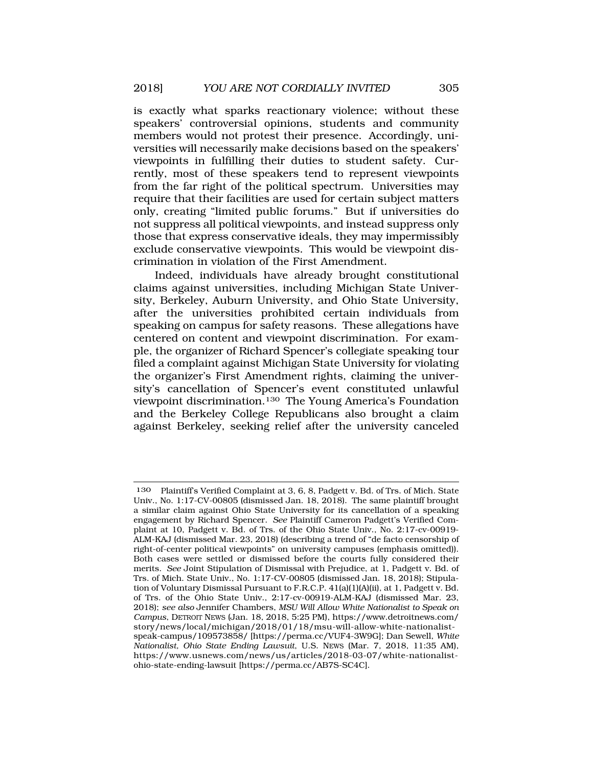is exactly what sparks reactionary violence; without these speakers' controversial opinions, students and community members would not protest their presence. Accordingly, universities will necessarily make decisions based on the speakers' viewpoints in fulfilling their duties to student safety. Currently, most of these speakers tend to represent viewpoints from the far right of the political spectrum. Universities may require that their facilities are used for certain subject matters only, creating "limited public forums." But if universities do not suppress all political viewpoints, and instead suppress only those that express conservative ideals, they may impermissibly exclude conservative viewpoints. This would be viewpoint discrimination in violation of the First Amendment.

Indeed, individuals have already brought constitutional claims against universities, including Michigan State University, Berkeley, Auburn University, and Ohio State University, after the universities prohibited certain individuals from speaking on campus for safety reasons. These allegations have centered on content and viewpoint discrimination. For example, the organizer of Richard Spencer's collegiate speaking tour filed a complaint against Michigan State University for violating the organizer's First Amendment rights, claiming the university's cancellation of Spencer's event constituted unlawful viewpoint discrimination.[130] The Young America's Foundation and the Berkeley College Republicans also brought a claim against Berkeley, seeking relief after the university canceled

---

[130] Plaintiff's Verified Complaint at 3, 6, 8, Padgett v. Bd. of Trs. of Mich. State Univ., No. 1:17-CV-00805 (dismissed Jan. 18, 2018). The same plaintiff brought a similar claim against Ohio State University for its cancellation of a speaking engagement by Richard Spencer. *See* Plaintiff Cameron Padgett's Verified Complaint at 10, Padgett v. Bd. of Trs. of the Ohio State Univ., No. 2:17-cv-00919-ALM-KAJ (dismissed Mar. 23, 2018) (describing a trend of "de facto censorship of right-of-center political viewpoints" on university campuses (emphasis omitted)). Both cases were settled or dismissed before the courts fully considered their merits. *See* Joint Stipulation of Dismissal with Prejudice, at 1, Padgett v. Bd. of Trs. of Mich. State Univ., No. 1:17-CV-00805 (dismissed Jan. 18, 2018); Stipulation of Voluntary Dismissal Pursuant to F.R.C.P. 41(a)(1)(A)(ii), at 1, Padgett v. Bd. of Trs. of the Ohio State Univ., 2:17-cv-00919-ALM-KAJ (dismissed Mar. 23, 2018); *see also* Jennifer Chambers, *MSU Will Allow White Nationalist to Speak on Campus*, DETROIT NEWS (Jan. 18, 2018, 5:25 PM), https://www.detroitnews.com/story/news/local/michigan/2018/01/18/msu-will-allow-white-nationalist-speak-campus/109573858/ [https://perma.cc/VUF4-3W9G]; Dan Sewell, *White Nationalist, Ohio State Ending Lawsuit*, U.S. NEWS (Mar. 7, 2018, 11:35 AM), https://www.usnews.com/news/us/articles/2018-03-07/white-nationalist-ohio-state-ending-lawsuit [https://perma.cc/AB7S-SC4C].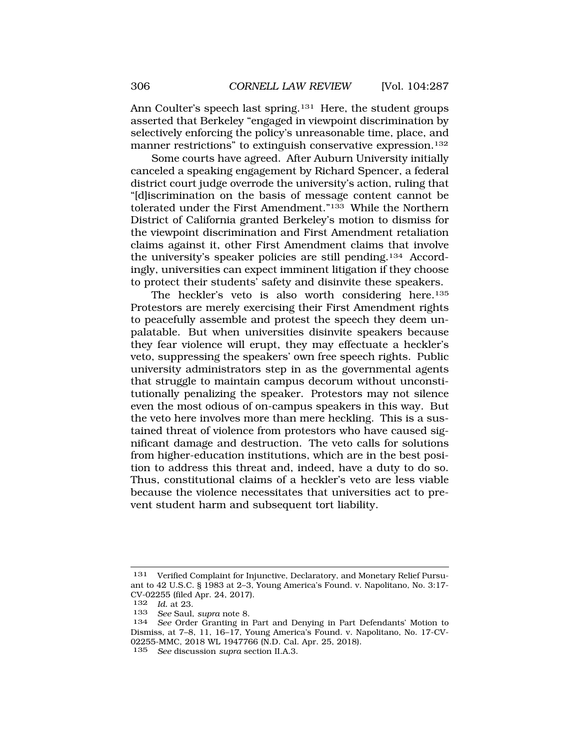Ann Coulter's speech last spring.[131] Here, the student groups asserted that Berkeley "engaged in viewpoint discrimination by selectively enforcing the policy's unreasonable time, place, and manner restrictions" to extinguish conservative expression.[132]

Some courts have agreed. After Auburn University initially canceled a speaking engagement by Richard Spencer, a federal district court judge overrode the university's action, ruling that "[d]iscrimination on the basis of message content cannot be tolerated under the First Amendment."[133] While the Northern District of California granted Berkeley's motion to dismiss for the viewpoint discrimination and First Amendment retaliation claims against it, other First Amendment claims that involve the university's speaker policies are still pending.[134] Accordingly, universities can expect imminent litigation if they choose to protect their students' safety and disinvite these speakers.

The heckler's veto is also worth considering here.[135] Protestors are merely exercising their First Amendment rights to peacefully assemble and protest the speech they deem unpalatable. But when universities disinvite speakers because they fear violence will erupt, they may effectuate a heckler's veto, suppressing the speakers' own free speech rights. Public university administrators step in as the governmental agents that struggle to maintain campus decorum without unconstitutionally penalizing the speaker. Protestors may not silence even the most odious of on-campus speakers in this way. But the veto here involves more than mere heckling. This is a sustained threat of violence from protestors who have caused significant damage and destruction. The veto calls for solutions from higher-education institutions, which are in the best position to address this threat and, indeed, have a duty to do so. Thus, constitutional claims of a heckler's veto are less viable because the violence necessitates that universities act to prevent student harm and subsequent tort liability.

---

131 Verified Complaint for Injunctive, Declaratory, and Monetary Relief Pursuant to 42 U.S.C. § 1983 at 2–3, Young America's Found. v. Napolitano, No. 3:17-CV-02255 (filed Apr. 24, 2017).

132 *Id.* at 23.

133 *See* Saul, *supra* note 8.

134 *See* Order Granting in Part and Denying in Part Defendants' Motion to Dismiss, at 7–8, 11, 16–17, Young America's Found. v. Napolitano, No. 17-CV-02255-MMC, 2018 WL 1947766 (N.D. Cal. Apr. 25, 2018).

135 *See* discussion *supra* section II.A.3.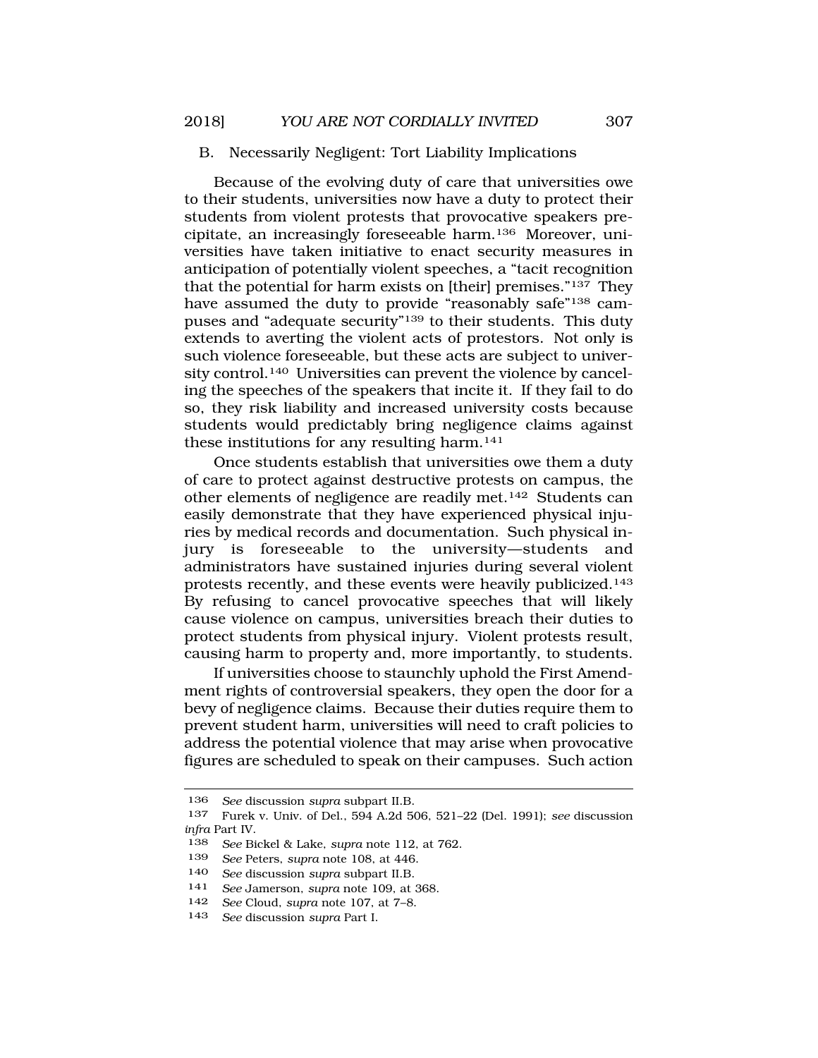### B. Necessarily Negligent: Tort Liability Implications

Because of the evolving duty of care that universities owe to their students, universities now have a duty to protect their students from violent protests that provocative speakers precipitate, an increasingly foreseeable harm.[136] Moreover, universities have taken initiative to enact security measures in anticipation of potentially violent speeches, a "tacit recognition that the potential for harm exists on [their] premises."[137] They have assumed the duty to provide "reasonably safe"[138] campuses and "adequate security"[139] to their students. This duty extends to averting the violent acts of protestors. Not only is such violence foreseeable, but these acts are subject to university control.[140] Universities can prevent the violence by canceling the speeches of the speakers that incite it. If they fail to do so, they risk liability and increased university costs because students would predictably bring negligence claims against these institutions for any resulting harm.[141]

Once students establish that universities owe them a duty of care to protect against destructive protests on campus, the other elements of negligence are readily met.[142] Students can easily demonstrate that they have experienced physical injuries by medical records and documentation. Such physical injury is foreseeable to the university—students and administrators have sustained injuries during several violent protests recently, and these events were heavily publicized.[143] By refusing to cancel provocative speeches that will likely cause violence on campus, universities breach their duties to protect students from physical injury. Violent protests result, causing harm to property and, more importantly, to students.

If universities choose to staunchly uphold the First Amendment rights of controversial speakers, they open the door for a bevy of negligence claims. Because their duties require them to prevent student harm, universities will need to craft policies to address the potential violence that may arise when provocative figures are scheduled to speak on their campuses. Such action

---

136 *See* discussion *supra* subpart II.B.

137 Furek v. Univ. of Del., 594 A.2d 506, 521–22 (Del. 1991); *see* discussion *infra* Part IV.

138 *See* Bickel & Lake, *supra* note 112, at 762.

139 *See* Peters, *supra* note 108, at 446.

140 *See* discussion *supra* subpart II.B.

141 *See* Jamerson, *supra* note 109, at 368.

142 *See* Cloud, *supra* note 107, at 7–8.

143 *See* discussion *supra* Part I.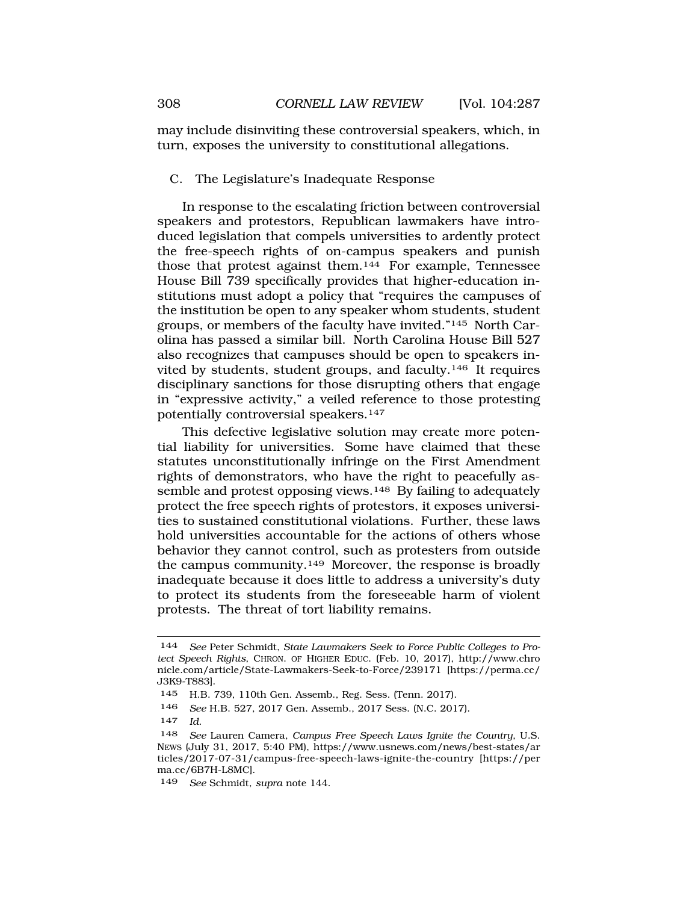may include disinviting these controversial speakers, which, in turn, exposes the university to constitutional allegations.

### C. The Legislature's Inadequate Response

In response to the escalating friction between controversial speakers and protestors, Republican lawmakers have introduced legislation that compels universities to ardently protect the free-speech rights of on-campus speakers and punish those that protest against them.[144] For example, Tennessee House Bill 739 specifically provides that higher-education institutions must adopt a policy that "requires the campuses of the institution be open to any speaker whom students, student groups, or members of the faculty have invited."[145] North Carolina has passed a similar bill. North Carolina House Bill 527 also recognizes that campuses should be open to speakers invited by students, student groups, and faculty.[146] It requires disciplinary sanctions for those disrupting others that engage in "expressive activity," a veiled reference to those protesting potentially controversial speakers.[147]

This defective legislative solution may create more potential liability for universities. Some have claimed that these statutes unconstitutionally infringe on the First Amendment rights of demonstrators, who have the right to peacefully assemble and protest opposing views.[148] By failing to adequately protect the free speech rights of protestors, it exposes universities to sustained constitutional violations. Further, these laws hold universities accountable for the actions of others whose behavior they cannot control, such as protesters from outside the campus community.[149] Moreover, the response is broadly inadequate because it does little to address a university's duty to protect its students from the foreseeable harm of violent protests. The threat of tort liability remains.

---

144 *See* Peter Schmidt, *State Lawmakers Seek to Force Public Colleges to Protect Speech Rights*, CHRON. OF HIGHER EDUC. (Feb. 10, 2017), http://www.chronicle.com/article/State-Lawmakers-Seek-to-Force/239171 [https://perma.cc/J3K9-T883].

145 H.B. 739, 110th Gen. Assemb., Reg. Sess. (Tenn. 2017).

146 *See* H.B. 527, 2017 Gen. Assemb., 2017 Sess. (N.C. 2017).

147 *Id.*

148 *See* Lauren Camera, *Campus Free Speech Laws Ignite the Country*, U.S. NEWS (July 31, 2017, 5:40 PM), https://www.usnews.com/news/best-states/articles/2017-07-31/campus-free-speech-laws-ignite-the-country [https://perma.cc/6B7H-L8MC].

149 *See* Schmidt, *supra* note 144.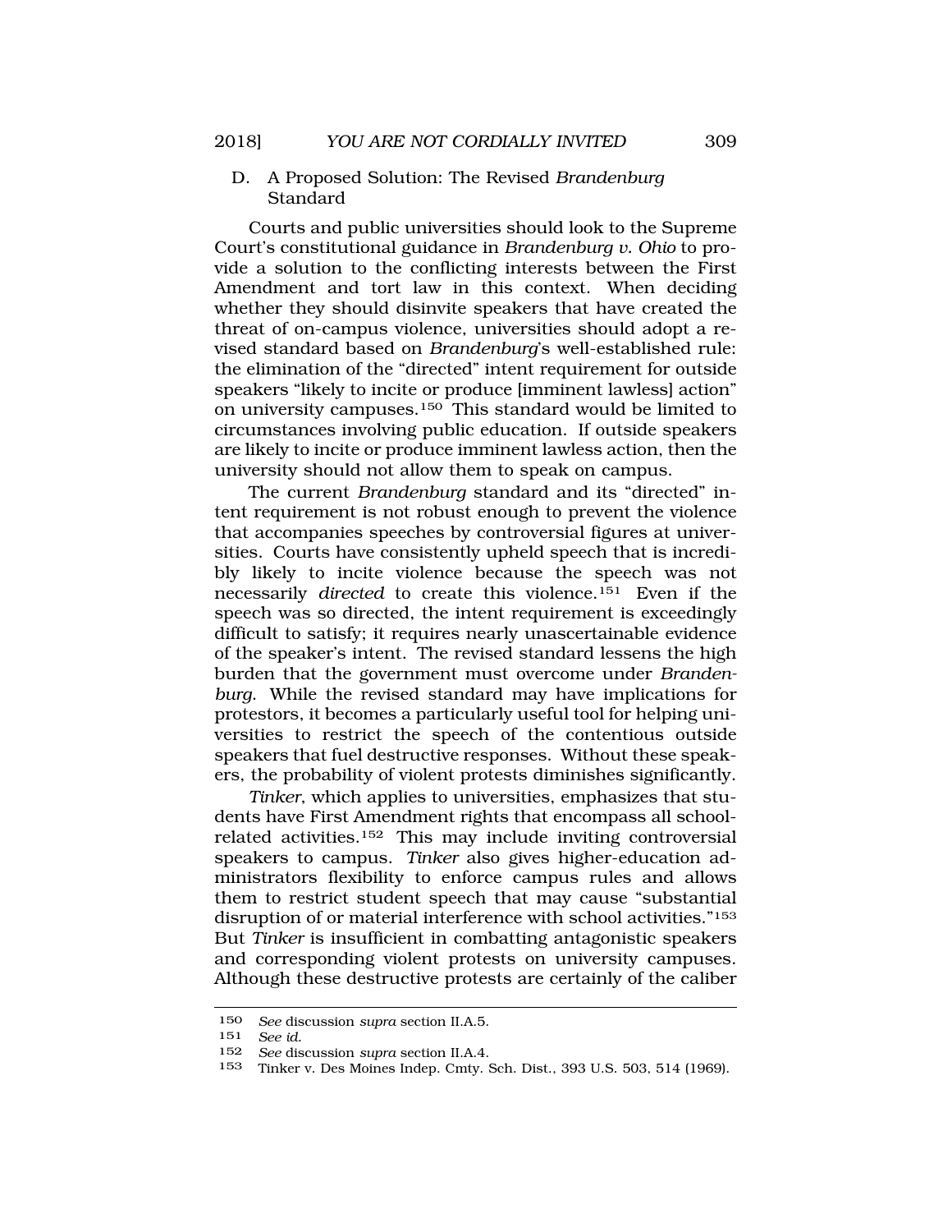### D. A Proposed Solution: The Revised *Brandenburg* Standard

Courts and public universities should look to the Supreme Court's constitutional guidance in *Brandenburg v. Ohio* to provide a solution to the conflicting interests between the First Amendment and tort law in this context. When deciding whether they should disinvite speakers that have created the threat of on-campus violence, universities should adopt a revised standard based on *Brandenburg*'s well-established rule: the elimination of the "directed" intent requirement for outside speakers "likely to incite or produce [imminent lawless] action" on university campuses.[150] This standard would be limited to circumstances involving public education. If outside speakers are likely to incite or produce imminent lawless action, then the university should not allow them to speak on campus.

The current *Brandenburg* standard and its "directed" intent requirement is not robust enough to prevent the violence that accompanies speeches by controversial figures at universities. Courts have consistently upheld speech that is incredibly likely to incite violence because the speech was not necessarily *directed* to create this violence.[151] Even if the speech was so directed, the intent requirement is exceedingly difficult to satisfy; it requires nearly unascertainable evidence of the speaker's intent. The revised standard lessens the high burden that the government must overcome under *Brandenburg*. While the revised standard may have implications for protestors, it becomes a particularly useful tool for helping universities to restrict the speech of the contentious outside speakers that fuel destructive responses. Without these speakers, the probability of violent protests diminishes significantly.

*Tinker*, which applies to universities, emphasizes that students have First Amendment rights that encompass all school-related activities.[152] This may include inviting controversial speakers to campus. *Tinker* also gives higher-education administrators flexibility to enforce campus rules and allows them to restrict student speech that may cause "substantial disruption of or material interference with school activities."[153] But *Tinker* is insufficient in combatting antagonistic speakers and corresponding violent protests on university campuses. Although these destructive protests are certainly of the caliber

---

150 *See* discussion *supra* section II.A.5.

151 *See id.*

152 *See* discussion *supra* section II.A.4.

153 Tinker v. Des Moines Indep. Cmty. Sch. Dist., 393 U.S. 503, 514 (1969).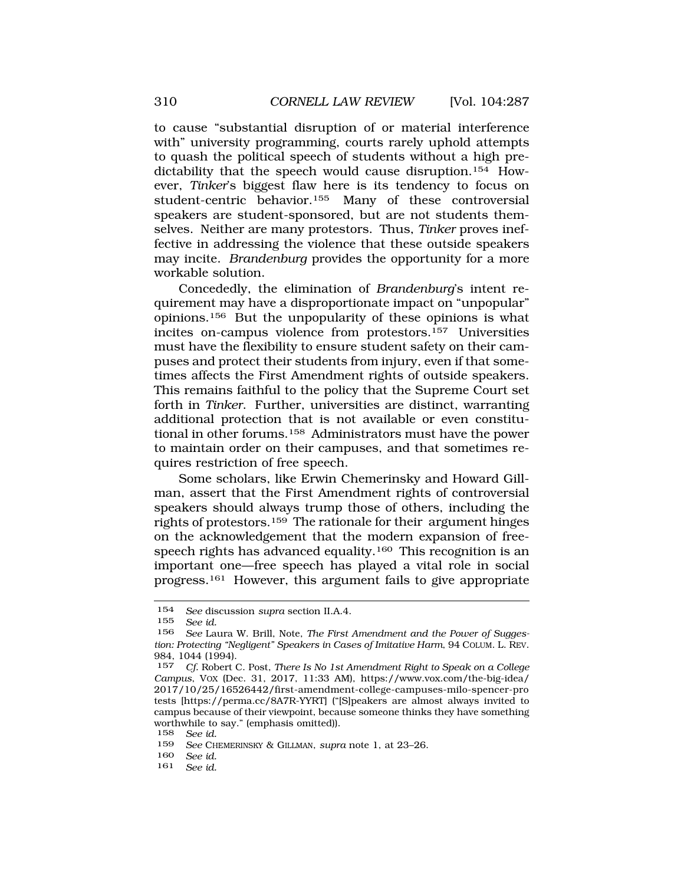to cause "substantial disruption of or material interference with" university programming, courts rarely uphold attempts to quash the political speech of students without a high predictability that the speech would cause disruption.[154] However, *Tinker*'s biggest flaw here is its tendency to focus on student-centric behavior.[155] Many of these controversial speakers are student-sponsored, but are not students themselves. Neither are many protestors. Thus, *Tinker* proves ineffective in addressing the violence that these outside speakers may incite. *Brandenburg* provides the opportunity for a more workable solution.

Concededly, the elimination of *Brandenburg*'s intent requirement may have a disproportionate impact on "unpopular" opinions.[156] But the unpopularity of these opinions is what incites on-campus violence from protestors.[157] Universities must have the flexibility to ensure student safety on their campuses and protect their students from injury, even if that sometimes affects the First Amendment rights of outside speakers. This remains faithful to the policy that the Supreme Court set forth in *Tinker*. Further, universities are distinct, warranting additional protection that is not available or even constitutional in other forums.[158] Administrators must have the power to maintain order on their campuses, and that sometimes requires restriction of free speech.

Some scholars, like Erwin Chemerinsky and Howard Gillman, assert that the First Amendment rights of controversial speakers should always trump those of others, including the rights of protestors.[159] The rationale for their argument hinges on the acknowledgement that the modern expansion of free-speech rights has advanced equality.[160] This recognition is an important one—free speech has played a vital role in social progress.[161] However, this argument fails to give appropriate

---

154 *See* discussion *supra* section II.A.4.

155 *See id.*

156 *See* Laura W. Brill, Note, *The First Amendment and the Power of Suggestion: Protecting "Negligent" Speakers in Cases of Imitative Harm*, 94 COLUM. L. REV. 984, 1044 (1994).

157 *Cf.* Robert C. Post, *There Is No 1st Amendment Right to Speak on a College Campus*, VOX (Dec. 31, 2017, 11:33 AM), https://www.vox.com/the-big-idea/2017/10/25/16526442/first-amendment-college-campuses-milo-spencer-protests [https://perma.cc/8A7R-YYRT] ("[S]peakers are almost always invited to campus because of their viewpoint, because someone thinks they have something worthwhile to say." (emphasis omitted)).

158 *See id.*

159 *See* CHEMERINSKY & GILLMAN, *supra* note 1, at 23–26.

160 *See id.*

161 *See id.*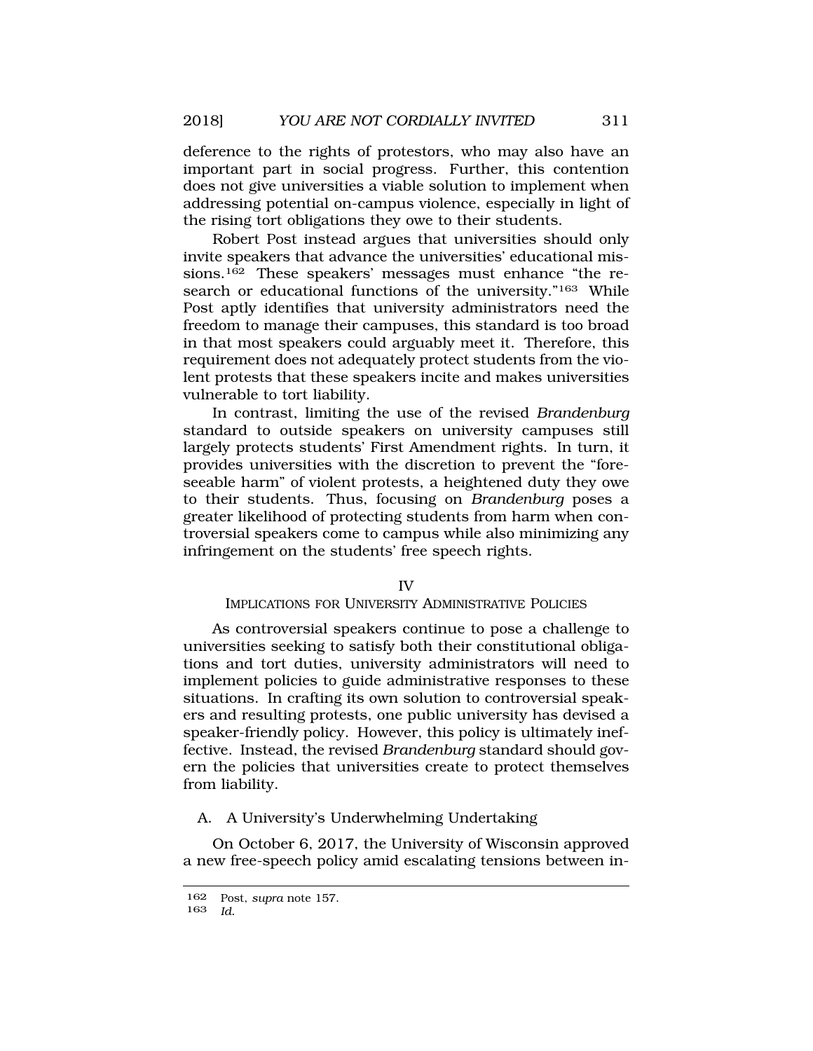deference to the rights of protestors, who may also have an important part in social progress. Further, this contention does not give universities a viable solution to implement when addressing potential on-campus violence, especially in light of the rising tort obligations they owe to their students.

Robert Post instead argues that universities should only invite speakers that advance the universities' educational missions.[162] These speakers' messages must enhance "the research or educational functions of the university."[163] While Post aptly identifies that university administrators need the freedom to manage their campuses, this standard is too broad in that most speakers could arguably meet it. Therefore, this requirement does not adequately protect students from the violent protests that these speakers incite and makes universities vulnerable to tort liability.

In contrast, limiting the use of the revised *Brandenburg* standard to outside speakers on university campuses still largely protects students' First Amendment rights. In turn, it provides universities with the discretion to prevent the "foreseeable harm" of violent protests, a heightened duty they owe to their students. Thus, focusing on *Brandenburg* poses a greater likelihood of protecting students from harm when controversial speakers come to campus while also minimizing any infringement on the students' free speech rights.

## IV
## IMPLICATIONS FOR UNIVERSITY ADMINISTRATIVE POLICIES

As controversial speakers continue to pose a challenge to universities seeking to satisfy both their constitutional obligations and tort duties, university administrators will need to implement policies to guide administrative responses to these situations. In crafting its own solution to controversial speakers and resulting protests, one public university has devised a speaker-friendly policy. However, this policy is ultimately ineffective. Instead, the revised *Brandenburg* standard should govern the policies that universities create to protect themselves from liability.

### A. A University's Underwhelming Undertaking

On October 6, 2017, the University of Wisconsin approved a new free-speech policy amid escalating tensions between in-

---

162 Post, *supra* note 157.

163 *Id.*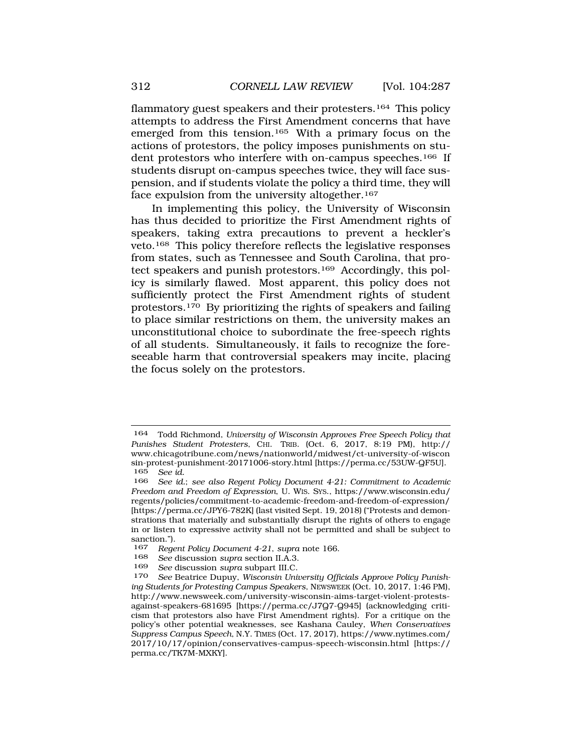flammatory guest speakers and their protesters.[164] This policy attempts to address the First Amendment concerns that have emerged from this tension.[165] With a primary focus on the actions of protestors, the policy imposes punishments on student protestors who interfere with on-campus speeches.[166] If students disrupt on-campus speeches twice, they will face suspension, and if students violate the policy a third time, they will face expulsion from the university altogether.[167]

In implementing this policy, the University of Wisconsin has thus decided to prioritize the First Amendment rights of speakers, taking extra precautions to prevent a heckler's veto.[168] This policy therefore reflects the legislative responses from states, such as Tennessee and South Carolina, that protect speakers and punish protestors.[169] Accordingly, this policy is similarly flawed. Most apparent, this policy does not sufficiently protect the First Amendment rights of student protestors.[170] By prioritizing the rights of speakers and failing to place similar restrictions on them, the university makes an unconstitutional choice to subordinate the free-speech rights of all students. Simultaneously, it fails to recognize the foreseeable harm that controversial speakers may incite, placing the focus solely on the protestors.

---

164 Todd Richmond, *University of Wisconsin Approves Free Speech Policy that Punishes Student Protesters*, CHI. TRIB. (Oct. 6, 2017, 8:19 PM), http://www.chicagotribune.com/news/nationworld/midwest/ct-university-of-wisconsin-protest-punishment-20171006-story.html [https://perma.cc/53UW-QF5U].

165 *See id.*

166 *See id.*; *see also Regent Policy Document 4-21: Commitment to Academic Freedom and Freedom of Expression*, U. WIS. SYS., https://www.wisconsin.edu/regents/policies/commitment-to-academic-freedom-and-freedom-of-expression/ [https://perma.cc/JPY6-782K] (last visited Sept. 19, 2018) ("Protests and demonstrations that materially and substantially disrupt the rights of others to engage in or listen to expressive activity shall not be permitted and shall be subject to sanction.").

167 *Regent Policy Document 4-21*, *supra* note 166.

168 *See* discussion *supra* section II.A.3.

169 *See* discussion *supra* subpart III.C.

170 *See* Beatrice Dupuy, *Wisconsin University Officials Approve Policy Punishing Students for Protesting Campus Speakers*, NEWSWEEK (Oct. 10, 2017, 1:46 PM), http://www.newsweek.com/university-wisconsin-aims-target-violent-protests-against-speakers-681695 [https://perma.cc/J7Q7-Q945] (acknowledging criticism that protestors also have First Amendment rights). For a critique on the policy's other potential weaknesses, see Kashana Cauley, *When Conservatives Suppress Campus Speech*, N.Y. TIMES (Oct. 17, 2017), https://www.nytimes.com/2017/10/17/opinion/conservatives-campus-speech-wisconsin.html [https://perma.cc/TK7M-MXKY].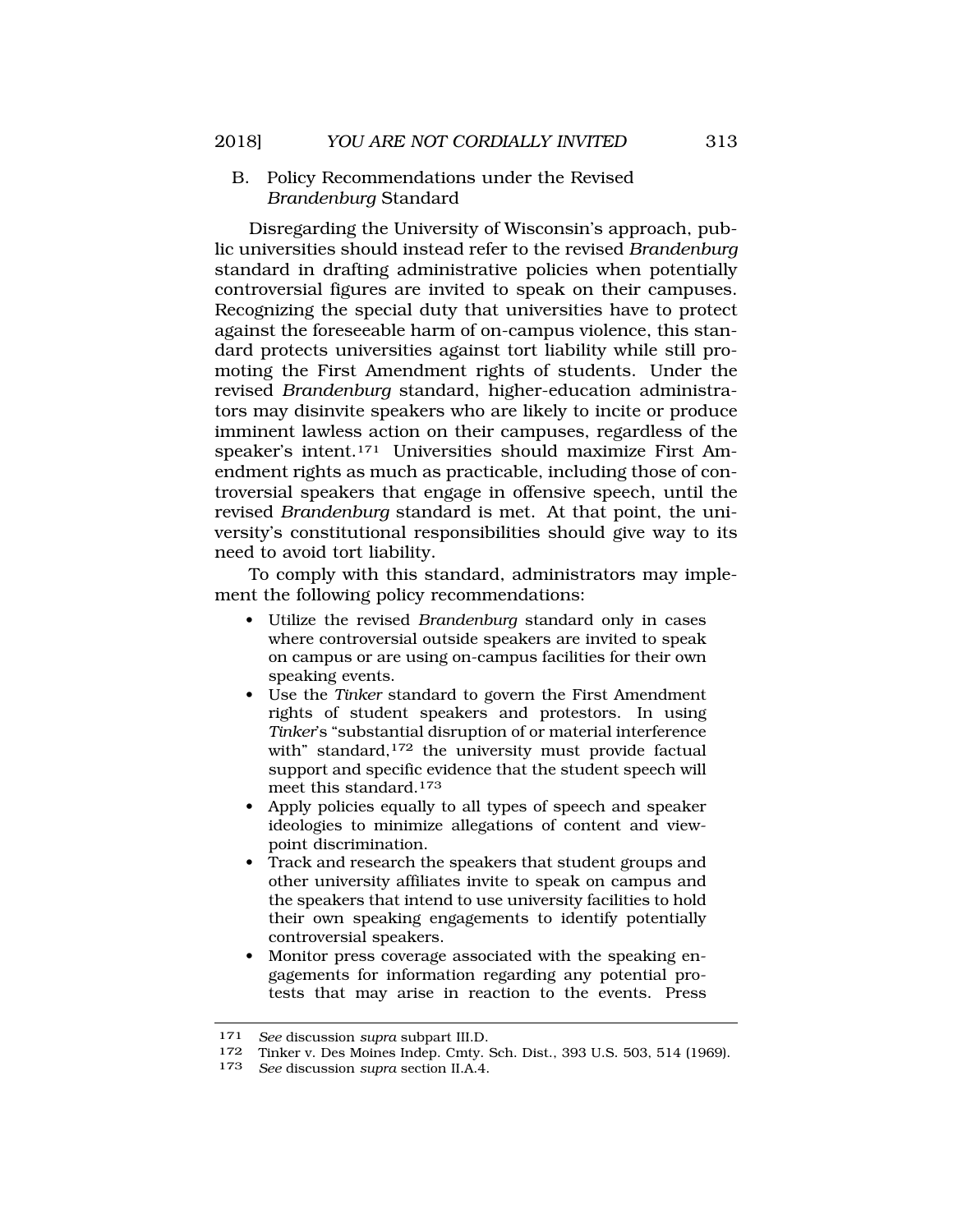### B. Policy Recommendations under the Revised *Brandenburg* Standard

Disregarding the University of Wisconsin's approach, public universities should instead refer to the revised *Brandenburg* standard in drafting administrative policies when potentially controversial figures are invited to speak on their campuses. Recognizing the special duty that universities have to protect against the foreseeable harm of on-campus violence, this standard protects universities against tort liability while still promoting the First Amendment rights of students. Under the revised *Brandenburg* standard, higher-education administrators may disinvite speakers who are likely to incite or produce imminent lawless action on their campuses, regardless of the speaker's intent.[171] Universities should maximize First Amendment rights as much as practicable, including those of controversial speakers that engage in offensive speech, until the revised *Brandenburg* standard is met. At that point, the university's constitutional responsibilities should give way to its need to avoid tort liability.

To comply with this standard, administrators may implement the following policy recommendations:

- Utilize the revised *Brandenburg* standard only in cases where controversial outside speakers are invited to speak on campus or are using on-campus facilities for their own speaking events.
- Use the *Tinker* standard to govern the First Amendment rights of student speakers and protestors. In using *Tinker*'s "substantial disruption of or material interference with" standard,[172] the university must provide factual support and specific evidence that the student speech will meet this standard.[173]
- Apply policies equally to all types of speech and speaker ideologies to minimize allegations of content and viewpoint discrimination.
- Track and research the speakers that student groups and other university affiliates invite to speak on campus and the speakers that intend to use university facilities to hold their own speaking engagements to identify potentially controversial speakers.
- Monitor press coverage associated with the speaking engagements for information regarding any potential protests that may arise in reaction to the events. Press

---

171 *See* discussion *supra* subpart III.D.

172 Tinker v. Des Moines Indep. Cmty. Sch. Dist., 393 U.S. 503, 514 (1969).

173 *See* discussion *supra* section II.A.4.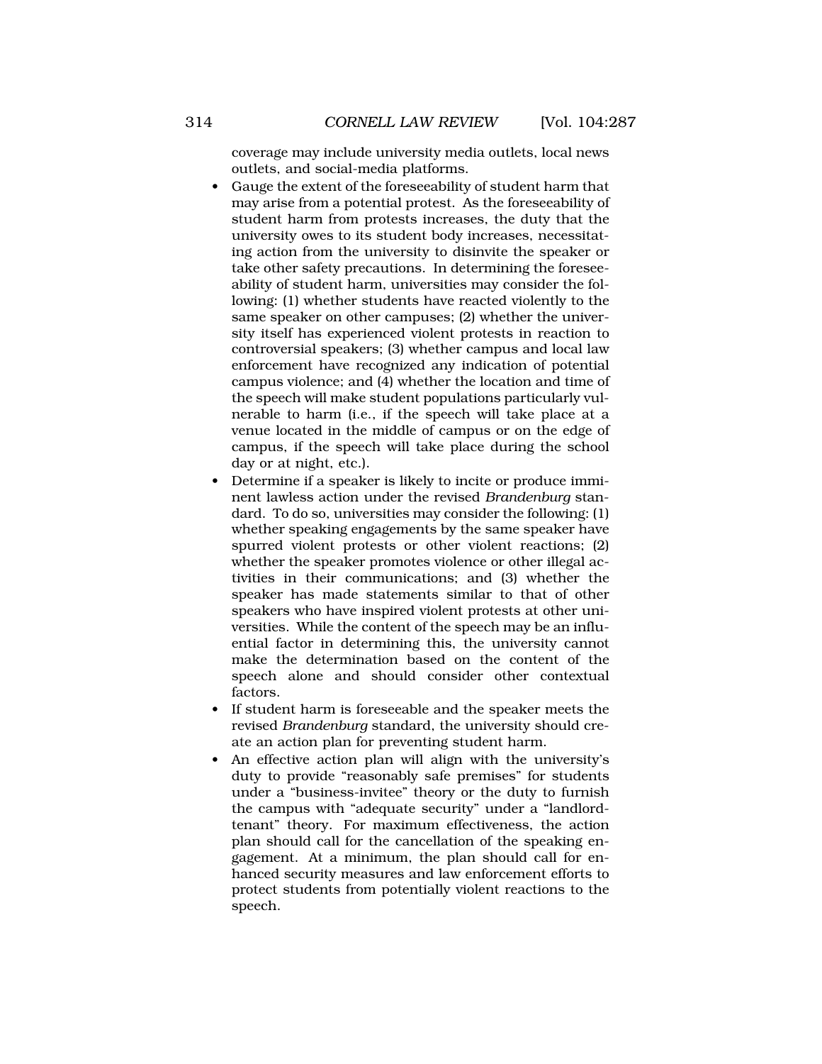coverage may include university media outlets, local news outlets, and social-media platforms.

- Gauge the extent of the foreseeability of student harm that may arise from a potential protest. As the foreseeability of student harm from protests increases, the duty that the university owes to its student body increases, necessitating action from the university to disinvite the speaker or take other safety precautions. In determining the foreseeability of student harm, universities may consider the following: (1) whether students have reacted violently to the same speaker on other campuses; (2) whether the university itself has experienced violent protests in reaction to controversial speakers; (3) whether campus and local law enforcement have recognized any indication of potential campus violence; and (4) whether the location and time of the speech will make student populations particularly vulnerable to harm (i.e., if the speech will take place at a venue located in the middle of campus or on the edge of campus, if the speech will take place during the school day or at night, etc.).
- Determine if a speaker is likely to incite or produce imminent lawless action under the revised *Brandenburg* standard. To do so, universities may consider the following: (1) whether speaking engagements by the same speaker have spurred violent protests or other violent reactions; (2) whether the speaker promotes violence or other illegal activities in their communications; and (3) whether the speaker has made statements similar to that of other speakers who have inspired violent protests at other universities. While the content of the speech may be an influential factor in determining this, the university cannot make the determination based on the content of the speech alone and should consider other contextual factors.
- If student harm is foreseeable and the speaker meets the revised *Brandenburg* standard, the university should create an action plan for preventing student harm.
- An effective action plan will align with the university's duty to provide "reasonably safe premises" for students under a "business-invitee" theory or the duty to furnish the campus with "adequate security" under a "landlord-tenant" theory. For maximum effectiveness, the action plan should call for the cancellation of the speaking engagement. At a minimum, the plan should call for enhanced security measures and law enforcement efforts to protect students from potentially violent reactions to the speech.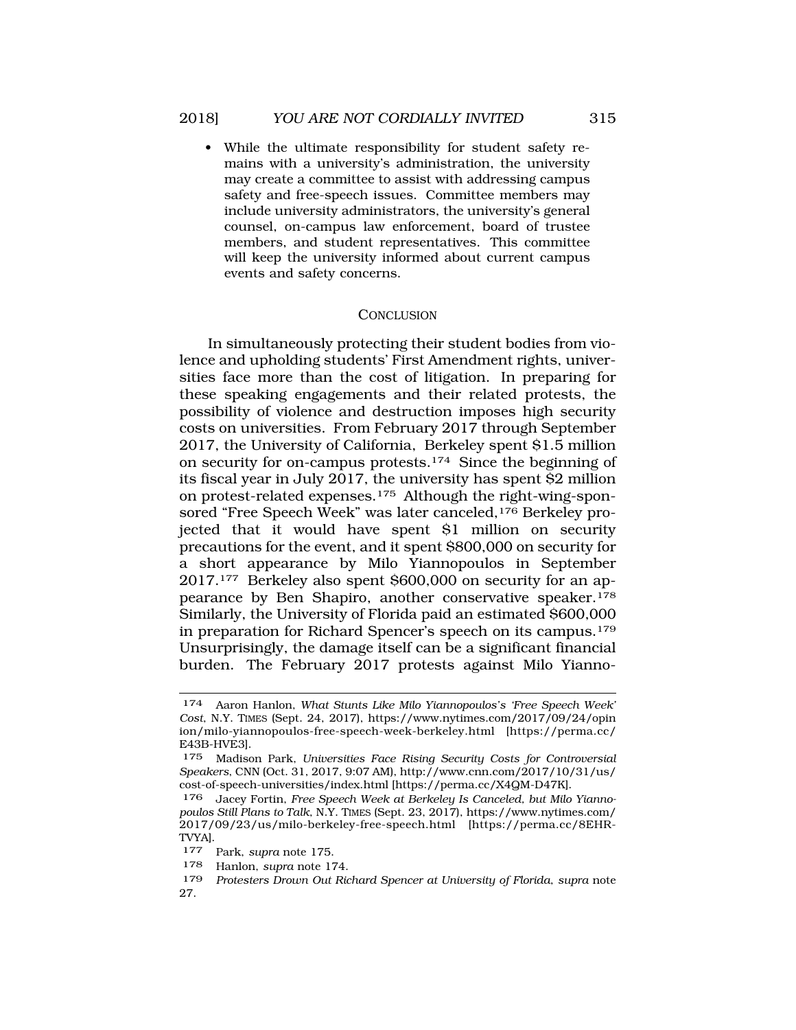- While the ultimate responsibility for student safety remains with a university's administration, the university may create a committee to assist with addressing campus safety and free-speech issues. Committee members may include university administrators, the university's general counsel, on-campus law enforcement, board of trustee members, and student representatives. This committee will keep the university informed about current campus events and safety concerns.

## CONCLUSION

In simultaneously protecting their student bodies from violence and upholding students' First Amendment rights, universities face more than the cost of litigation. In preparing for these speaking engagements and their related protests, the possibility of violence and destruction imposes high security costs on universities. From February 2017 through September 2017, the University of California, Berkeley spent $1.5 million on security for on-campus protests.[174] Since the beginning of its fiscal year in July 2017, the university has spent $2 million on protest-related expenses.[175] Although the right-wing-sponsored "Free Speech Week" was later canceled,[176] Berkeley projected that it would have spent $1 million on security precautions for the event, and it spent $800,000 on security for a short appearance by Milo Yiannopoulos in September 2017.[177] Berkeley also spent $600,000 on security for an appearance by Ben Shapiro, another conservative speaker.[178] Similarly, the University of Florida paid an estimated $600,000 in preparation for Richard Spencer's speech on its campus.[179] Unsurprisingly, the damage itself can be a significant financial burden. The February 2017 protests against Milo Yianno-

---

174 Aaron Hanlon, *What Stunts Like Milo Yiannopoulos's 'Free Speech Week' Cost*, N.Y. TIMES (Sept. 24, 2017), https://www.nytimes.com/2017/09/24/opinion/milo-yiannopoulos-free-speech-week-berkeley.html [https://perma.cc/E43B-HVE3].

175 Madison Park, *Universities Face Rising Security Costs for Controversial Speakers*, CNN (Oct. 31, 2017, 9:07 AM), http://www.cnn.com/2017/10/31/us/cost-of-speech-universities/index.html [https://perma.cc/X4QM-D47K].

176 Jacey Fortin, *Free Speech Week at Berkeley Is Canceled, but Milo Yiannopoulos Still Plans to Talk*, N.Y. TIMES (Sept. 23, 2017), https://www.nytimes.com/2017/09/23/us/milo-berkeley-free-speech.html [https://perma.cc/8EHR-TVYA].

177 Park, *supra* note 175.

178 Hanlon, *supra* note 174.

179 *Protesters Drown Out Richard Spencer at University of Florida*, *supra* note 27.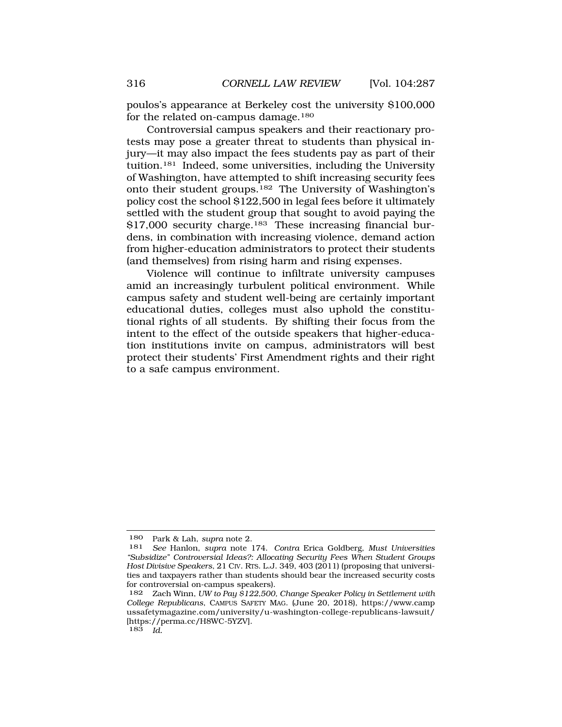poulos's appearance at Berkeley cost the university $100,000 for the related on-campus damage.[180]

Controversial campus speakers and their reactionary protests may pose a greater threat to students than physical injury—it may also impact the fees students pay as part of their tuition.[181] Indeed, some universities, including the University of Washington, have attempted to shift increasing security fees onto their student groups.[182] The University of Washington's policy cost the school $122,500 in legal fees before it ultimately settled with the student group that sought to avoid paying the $17,000 security charge.[183] These increasing financial burdens, in combination with increasing violence, demand action from higher-education administrators to protect their students (and themselves) from rising harm and rising expenses.

Violence will continue to infiltrate university campuses amid an increasingly turbulent political environment. While campus safety and student well-being are certainly important educational duties, colleges must also uphold the constitutional rights of all students. By shifting their focus from the intent to the effect of the outside speakers that higher-education institutions invite on campus, administrators will best protect their students' First Amendment rights and their right to a safe campus environment.

---

180 Park & Lah, *supra* note 2.

181 *See* Hanlon, *supra* note 174. *Contra* Erica Goldberg, *Must Universities "Subsidize" Controversial Ideas?: Allocating Security Fees When Student Groups Host Divisive Speakers*, 21 CIV. RTS. L.J. 349, 403 (2011) (proposing that universities and taxpayers rather than students should bear the increased security costs for controversial on-campus speakers).

182 Zach Winn, *UW to Pay $122,500, Change Speaker Policy in Settlement with College Republicans*, CAMPUS SAFETY MAG. (June 20, 2018), https://www.campussafetymagazine.com/university/u-washington-college-republicans-lawsuit/ [https://perma.cc/H8WC-5YZV].

183 *Id.*